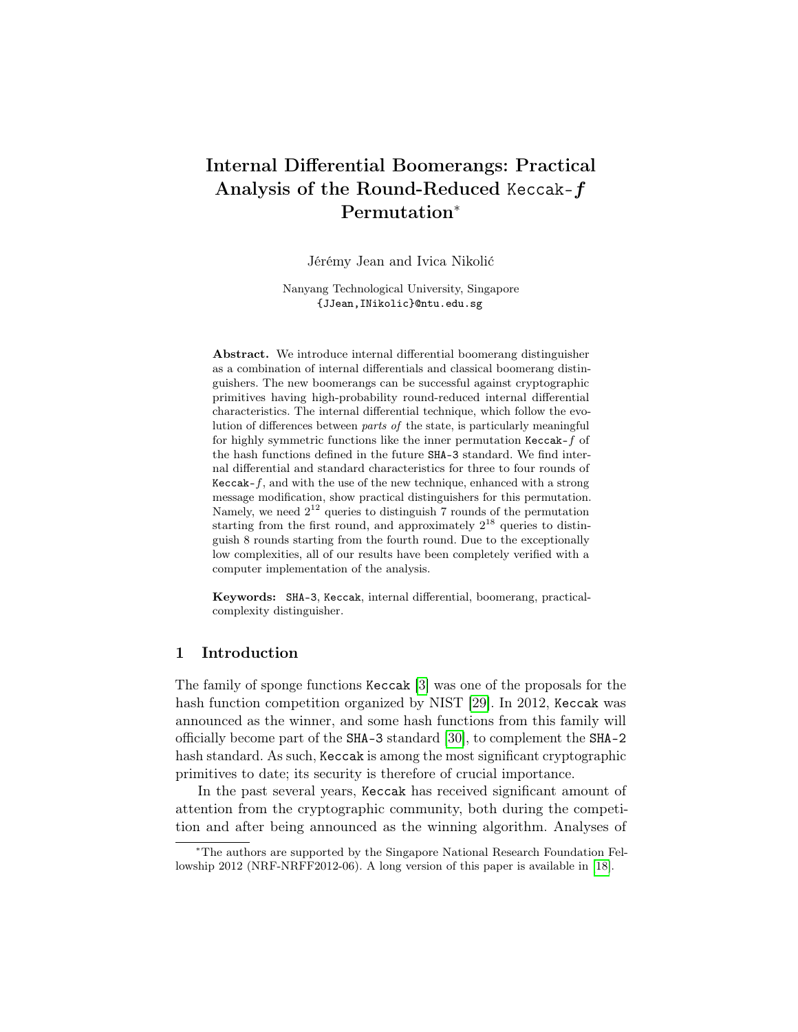# Internal Differential Boomerangs: Practical Analysis of the Round-Reduced Keccak-$f$ Permutation*

Jérémy Jean and Ivica Nikolić

Nanyang Technological University, Singapore
{JJean,INikolic}@ntu.edu.sg

**Abstract.** We introduce internal differential boomerang distinguisher as a combination of internal differentials and classical boomerang distinguishers. The new boomerangs can be successful against cryptographic primitives having high-probability round-reduced internal differential characteristics. The internal differential technique, which follow the evolution of differences between *parts of* the state, is particularly meaningful for highly symmetric functions like the inner permutation Keccak-$f$ of the hash functions defined in the future SHA-3 standard. We find internal differential and standard characteristics for three to four rounds of Keccak-$f$, and with the use of the new technique, enhanced with a strong message modification, show practical distinguishers for this permutation. Namely, we need $2^{12}$ queries to distinguish 7 rounds of the permutation starting from the first round, and approximately $2^{18}$ queries to distinguish 8 rounds starting from the fourth round. Due to the exceptionally low complexities, all of our results have been completely verified with a computer implementation of the analysis.

**Keywords:** SHA-3, Keccak, internal differential, boomerang, practical-complexity distinguisher.

## 1 Introduction

The family of sponge functions Keccak [3] was one of the proposals for the hash function competition organized by NIST [29]. In 2012, Keccak was announced as the winner, and some hash functions from this family will officially become part of the SHA-3 standard [30], to complement the SHA-2 hash standard. As such, Keccak is among the most significant cryptographic primitives to date; its security is therefore of crucial importance.

In the past several years, Keccak has received significant amount of attention from the cryptographic community, both during the competition and after being announced as the winning algorithm. Analyses of

*The authors are supported by the Singapore National Research Foundation Fellowship 2012 (NRF-NRFF2012-06). A long version of this paper is available in [18].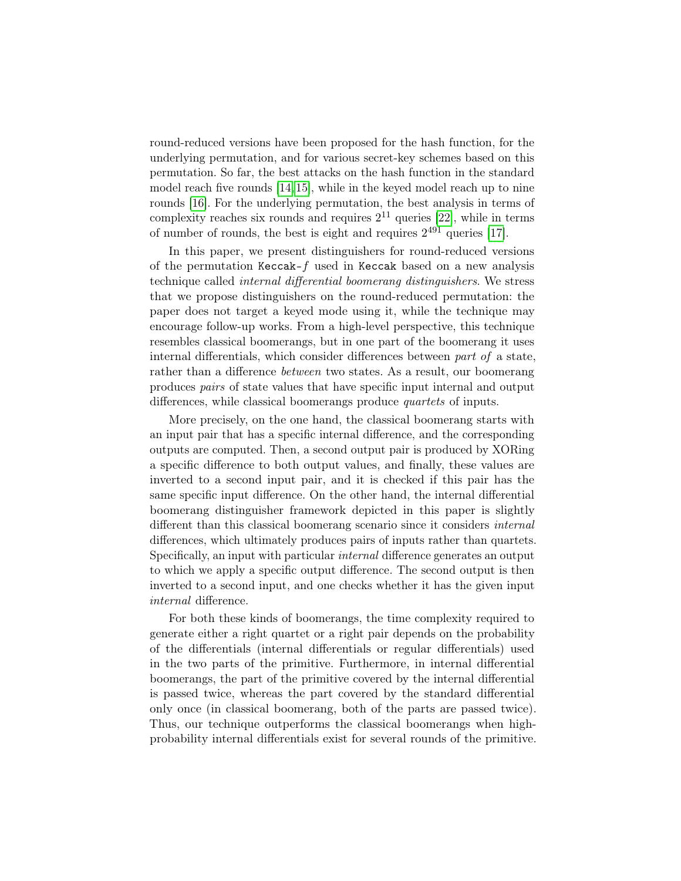round-reduced versions have been proposed for the hash function, for the underlying permutation, and for various secret-key schemes based on this permutation. So far, the best attacks on the hash function in the standard model reach five rounds [14,15], while in the keyed model reach up to nine rounds [16]. For the underlying permutation, the best analysis in terms of complexity reaches six rounds and requires $2^{11}$ queries [22], while in terms of number of rounds, the best is eight and requires $2^{491}$ queries [17].

In this paper, we present distinguishers for round-reduced versions of the permutation Keccak-$f$ used in Keccak based on a new analysis technique called *internal differential boomerang distinguishers*. We stress that we propose distinguishers on the round-reduced permutation: the paper does not target a keyed mode using it, while the technique may encourage follow-up works. From a high-level perspective, this technique resembles classical boomerangs, but in one part of the boomerang it uses internal differentials, which consider differences between *part of* a state, rather than a difference *between* two states. As a result, our boomerang produces *pairs* of state values that have specific input internal and output differences, while classical boomerangs produce *quartets* of inputs.

More precisely, on the one hand, the classical boomerang starts with an input pair that has a specific internal difference, and the corresponding outputs are computed. Then, a second output pair is produced by XORing a specific difference to both output values, and finally, these values are inverted to a second input pair, and it is checked if this pair has the same specific input difference. On the other hand, the internal differential boomerang distinguisher framework depicted in this paper is slightly different than this classical boomerang scenario since it considers *internal* differences, which ultimately produces pairs of inputs rather than quartets. Specifically, an input with particular *internal* difference generates an output to which we apply a specific output difference. The second output is then inverted to a second input, and one checks whether it has the given input *internal* difference.

For both these kinds of boomerangs, the time complexity required to generate either a right quartet or a right pair depends on the probability of the differentials (internal differentials or regular differentials) used in the two parts of the primitive. Furthermore, in internal differential boomerangs, the part of the primitive covered by the internal differential is passed twice, whereas the part covered by the standard differential only once (in classical boomerang, both of the parts are passed twice). Thus, our technique outperforms the classical boomerangs when high-probability internal differentials exist for several rounds of the primitive.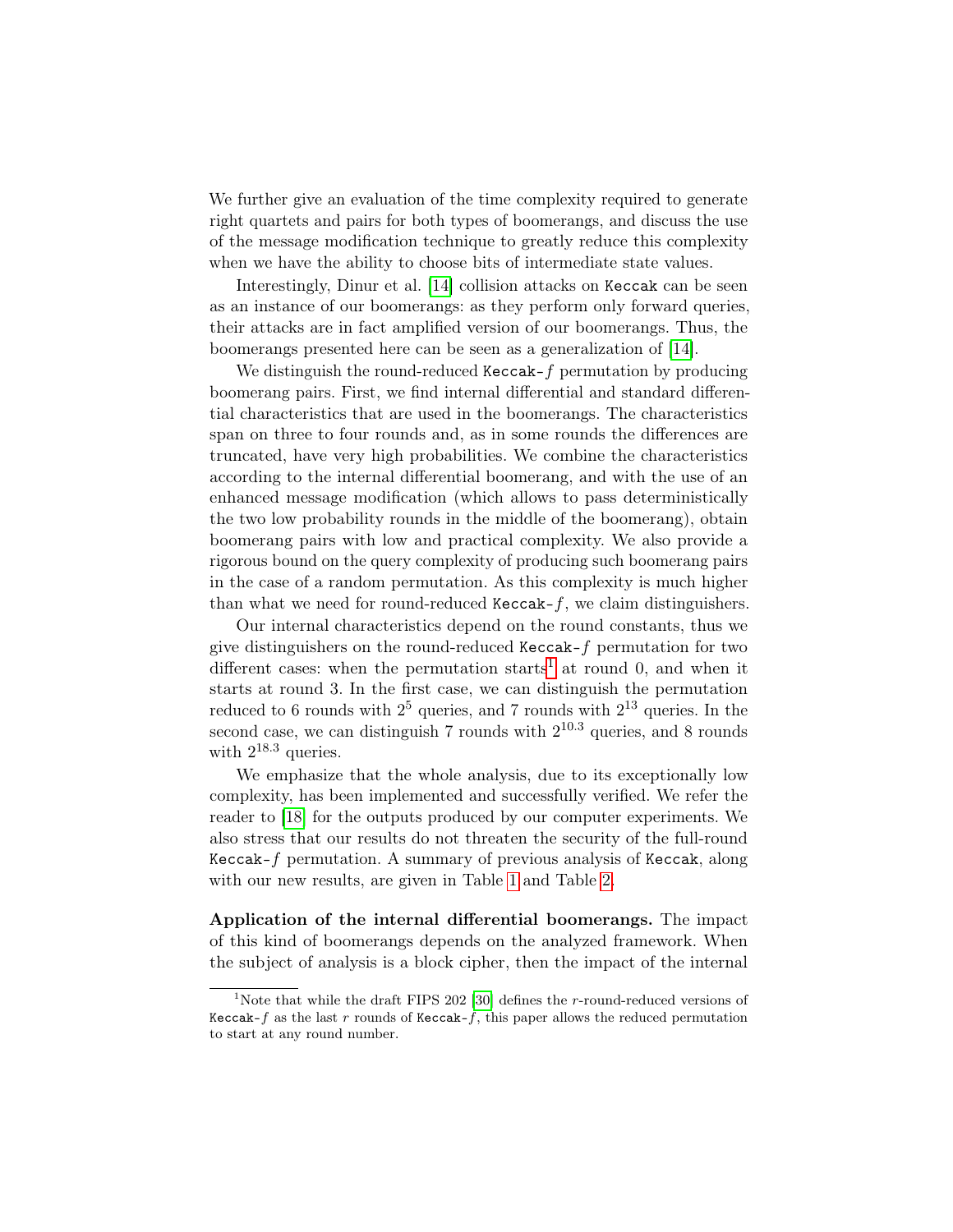We further give an evaluation of the time complexity required to generate right quartets and pairs for both types of boomerangs, and discuss the use of the message modification technique to greatly reduce this complexity when we have the ability to choose bits of intermediate state values.

Interestingly, Dinur et al. [14] collision attacks on `Keccak` can be seen as an instance of our boomerangs: as they perform only forward queries, their attacks are in fact amplified version of our boomerangs. Thus, the boomerangs presented here can be seen as a generalization of [14].

We distinguish the round-reduced `Keccak-`$f$ permutation by producing boomerang pairs. First, we find internal differential and standard differential characteristics that are used in the boomerangs. The characteristics span on three to four rounds and, as in some rounds the differences are truncated, have very high probabilities. We combine the characteristics according to the internal differential boomerang, and with the use of an enhanced message modification (which allows to pass deterministically the two low probability rounds in the middle of the boomerang), obtain boomerang pairs with low and practical complexity. We also provide a rigorous bound on the query complexity of producing such boomerang pairs in the case of a random permutation. As this complexity is much higher than what we need for round-reduced `Keccak-`$f$, we claim distinguishers.

Our internal characteristics depend on the round constants, thus we give distinguishers on the round-reduced `Keccak-`$f$ permutation for two different cases: when the permutation starts[1] at round 0, and when it starts at round 3. In the first case, we can distinguish the permutation reduced to 6 rounds with $2^5$ queries, and 7 rounds with $2^{13}$ queries. In the second case, we can distinguish 7 rounds with $2^{10.3}$ queries, and 8 rounds with $2^{18.3}$ queries.

We emphasize that the whole analysis, due to its exceptionally low complexity, has been implemented and successfully verified. We refer the reader to [18] for the outputs produced by our computer experiments. We also stress that our results do not threaten the security of the full-round `Keccak-`$f$ permutation. A summary of previous analysis of `Keccak`, along with our new results, are given in Table 1 and Table 2.

**Application of the internal differential boomerangs.** The impact of this kind of boomerangs depends on the analyzed framework. When the subject of analysis is a block cipher, then the impact of the internal

---

[1] Note that while the draft FIPS 202 [30] defines the $r$-round-reduced versions of `Keccak-`$f$ as the last $r$ rounds of `Keccak-`$f$, this paper allows the reduced permutation to start at any round number.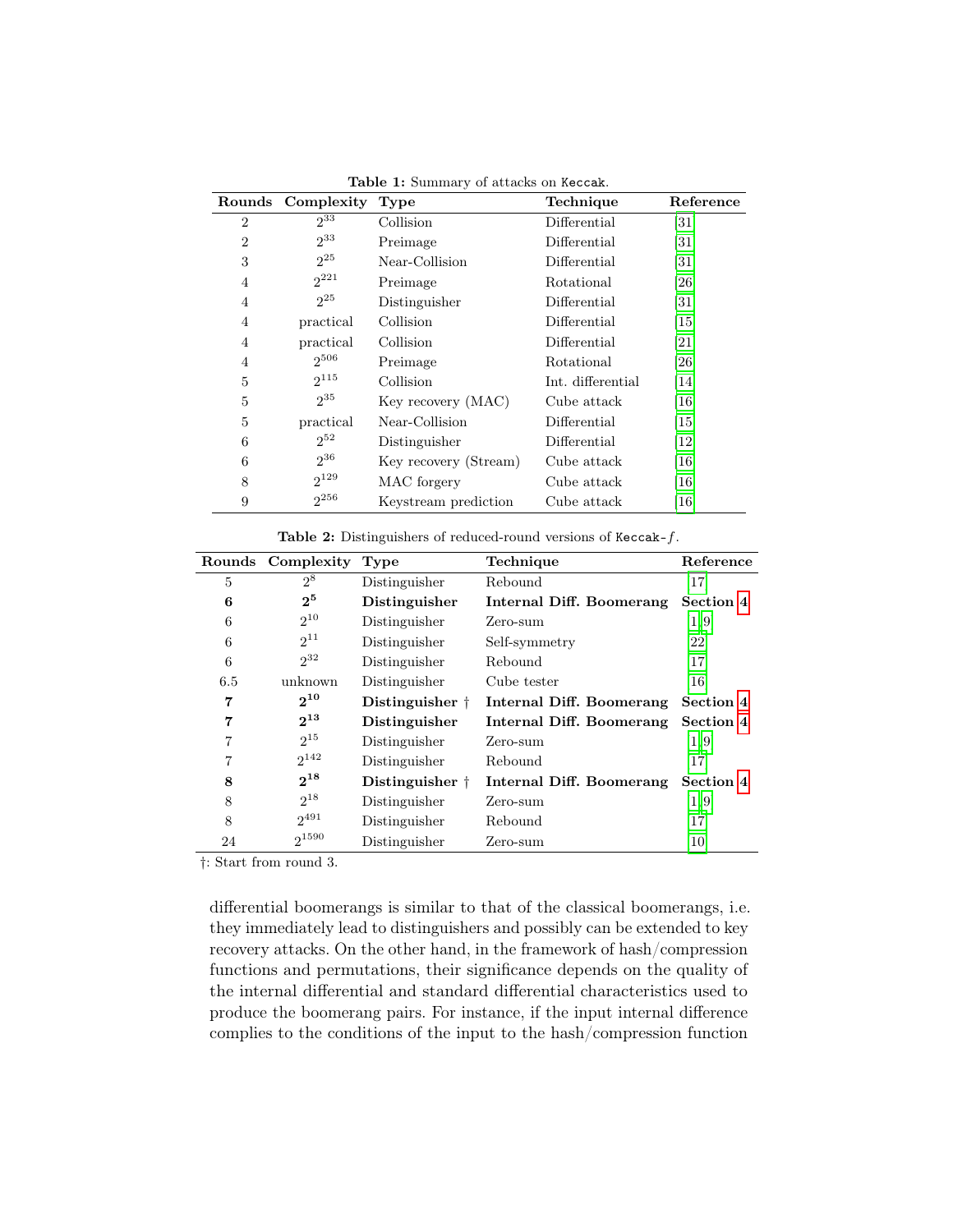**Table 1:** Summary of attacks on `Keccak`.

| Rounds | Complexity | Type | Technique | Reference |
|---|---|---|---|---|
| 2 | $2^{33}$ | Collision | Differential | [31] |
| 2 | $2^{33}$ | Preimage | Differential | [31] |
| 3 | $2^{25}$ | Near-Collision | Differential | [31] |
| 4 | $2^{221}$ | Preimage | Rotational | [26] |
| 4 | $2^{25}$ | Distinguisher | Differential | [31] |
| 4 | practical | Collision | Differential | [15] |
| 4 | practical | Collision | Differential | [21] |
| 4 | $2^{506}$ | Preimage | Rotational | [26] |
| 5 | $2^{115}$ | Collision | Int. differential | [14] |
| 5 | $2^{35}$ | Key recovery (MAC) | Cube attack | [16] |
| 5 | practical | Near-Collision | Differential | [15] |
| 6 | $2^{52}$ | Distinguisher | Differential | [12] |
| 6 | $2^{36}$ | Key recovery (Stream) | Cube attack | [16] |
| 8 | $2^{129}$ | MAC forgery | Cube attack | [16] |
| 9 | $2^{256}$ | Keystream prediction | Cube attack | [16] |

**Table 2:** Distinguishers of reduced-round versions of `Keccak-`$f$.

| Rounds | Complexity | Type | Technique | Reference |
|---|---|---|---|---|
| 5 | $2^{8}$ | Distinguisher | Rebound | [17] |
| **6** | $\mathbf{2^{5}}$ | **Distinguisher** | **Internal Diff. Boomerang** | **Section 4** |
| 6 | $2^{10}$ | Distinguisher | Zero-sum | [1,9] |
| 6 | $2^{11}$ | Distinguisher | Self-symmetry | [22] |
| 6 | $2^{32}$ | Distinguisher | Rebound | [17] |
| 6.5 | unknown | Distinguisher | Cube tester | [16] |
| **7** | $\mathbf{2^{10}}$ | **Distinguisher †** | **Internal Diff. Boomerang** | **Section 4** |
| **7** | $\mathbf{2^{13}}$ | **Distinguisher** | **Internal Diff. Boomerang** | **Section 4** |
| 7 | $2^{15}$ | Distinguisher | Zero-sum | [1,9] |
| 7 | $2^{142}$ | Distinguisher | Rebound | [17] |
| **8** | $\mathbf{2^{18}}$ | **Distinguisher †** | **Internal Diff. Boomerang** | **Section 4** |
| 8 | $2^{18}$ | Distinguisher | Zero-sum | [1,9] |
| 8 | $2^{491}$ | Distinguisher | Rebound | [17] |
| 24 | $2^{1590}$ | Distinguisher | Zero-sum | [10] |

†: Start from round 3.

differential boomerangs is similar to that of the classical boomerangs, i.e. they immediately lead to distinguishers and possibly can be extended to key recovery attacks. On the other hand, in the framework of hash/compression functions and permutations, their significance depends on the quality of the internal differential and standard differential characteristics used to produce the boomerang pairs. For instance, if the input internal difference complies to the conditions of the input to the hash/compression function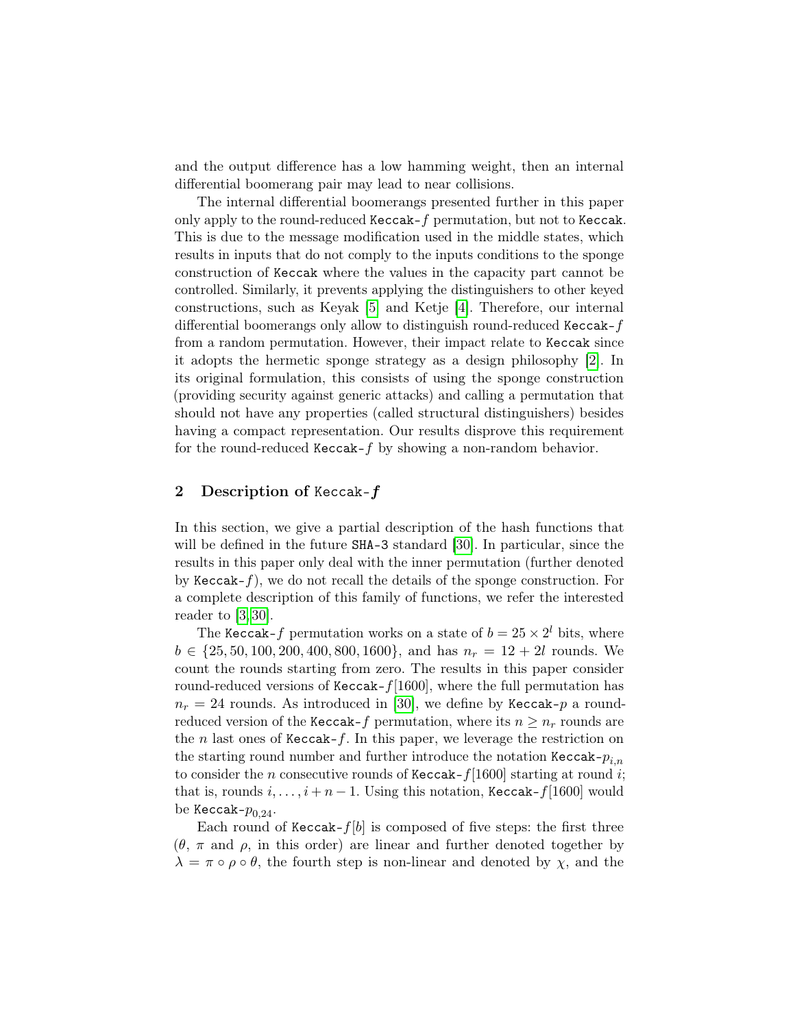and the output difference has a low hamming weight, then an internal differential boomerang pair may lead to near collisions.

The internal differential boomerangs presented further in this paper only apply to the round-reduced Keccak-$f$ permutation, but not to Keccak. This is due to the message modification used in the middle states, which results in inputs that do not comply to the inputs conditions to the sponge construction of Keccak where the values in the capacity part cannot be controlled. Similarly, it prevents applying the distinguishers to other keyed constructions, such as Keyak [5] and Ketje [4]. Therefore, our internal differential boomerangs only allow to distinguish round-reduced Keccak-$f$ from a random permutation. However, their impact relate to Keccak since it adopts the hermetic sponge strategy as a design philosophy [2]. In its original formulation, this consists of using the sponge construction (providing security against generic attacks) and calling a permutation that should not have any properties (called structural distinguishers) besides having a compact representation. Our results disprove this requirement for the round-reduced Keccak-$f$ by showing a non-random behavior.

## 2 Description of Keccak-$f$

In this section, we give a partial description of the hash functions that will be defined in the future SHA-3 standard [30]. In particular, since the results in this paper only deal with the inner permutation (further denoted by Keccak-$f$), we do not recall the details of the sponge construction. For a complete description of this family of functions, we refer the interested reader to [3,30].

The Keccak-$f$ permutation works on a state of $b = 25 \times 2^l$ bits, where $b \in \{25, 50, 100, 200, 400, 800, 1600\}$, and has $n_r = 12 + 2l$ rounds. We count the rounds starting from zero. The results in this paper consider round-reduced versions of Keccak-$f[1600]$, where the full permutation has $n_r = 24$ rounds. As introduced in [30], we define by Keccak-$p$ a round-reduced version of the Keccak-$f$ permutation, where its $n \geq n_r$ rounds are the $n$ last ones of Keccak-$f$. In this paper, we leverage the restriction on the starting round number and further introduce the notation Keccak-$p_{i,n}$ to consider the $n$ consecutive rounds of Keccak-$f[1600]$ starting at round $i$; that is, rounds $i, \ldots, i+n-1$. Using this notation, Keccak-$f[1600]$ would be Keccak-$p_{0,24}$.

Each round of Keccak-$f[b]$ is composed of five steps: the first three ($\theta$, $\pi$ and $\rho$, in this order) are linear and further denoted together by $\lambda = \pi \circ \rho \circ \theta$, the fourth step is non-linear and denoted by $\chi$, and the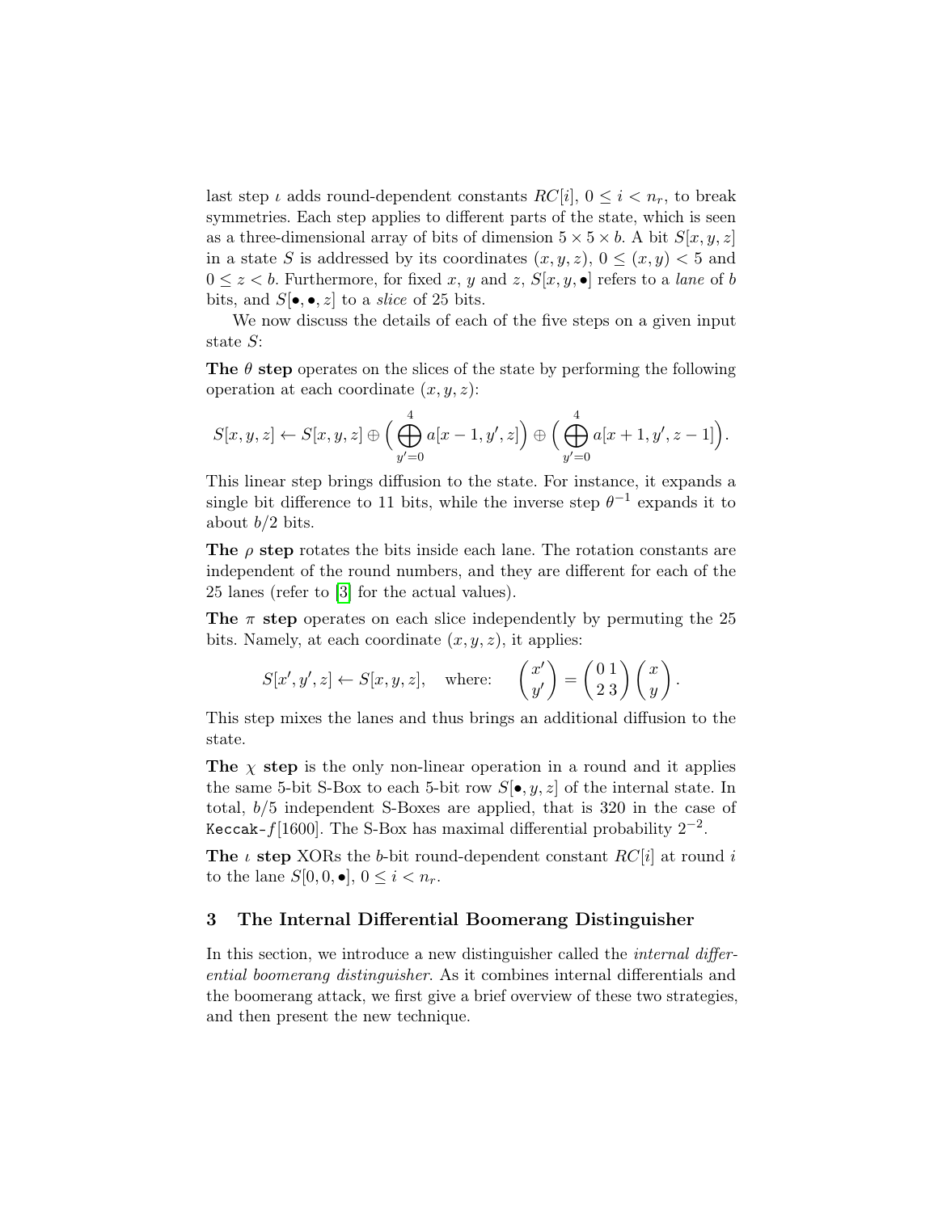last step $\iota$ adds round-dependent constants $RC[i]$, $0 \leq i < n_r$, to break symmetries. Each step applies to different parts of the state, which is seen as a three-dimensional array of bits of dimension $5 \times 5 \times b$. A bit $S[x, y, z]$ in a state $S$ is addressed by its coordinates $(x, y, z)$, $0 \leq (x, y) < 5$ and $0 \leq z < b$. Furthermore, for fixed $x$, $y$ and $z$, $S[x, y, \bullet]$ refers to a *lane* of $b$ bits, and $S[\bullet, \bullet, z]$ to a *slice* of 25 bits.

We now discuss the details of each of the five steps on a given input state $S$:

**The $\theta$ step** operates on the slices of the state by performing the following operation at each coordinate $(x, y, z)$:

$$S[x, y, z] \leftarrow S[x, y, z] \oplus \Big( \bigoplus_{y'=0}^{4} a[x-1, y', z] \Big) \oplus \Big( \bigoplus_{y'=0}^{4} a[x+1, y', z-1] \Big).$$

This linear step brings diffusion to the state. For instance, it expands a single bit difference to 11 bits, while the inverse step $\theta^{-1}$ expands it to about $b/2$ bits.

**The $\rho$ step** rotates the bits inside each lane. The rotation constants are independent of the round numbers, and they are different for each of the 25 lanes (refer to [3] for the actual values).

**The $\pi$ step** operates on each slice independently by permuting the 25 bits. Namely, at each coordinate $(x, y, z)$, it applies:

$$S[x', y', z] \leftarrow S[x, y, z], \quad \text{where:} \quad \begin{pmatrix} x' \\ y' \end{pmatrix} = \begin{pmatrix} 0 & 1 \\ 2 & 3 \end{pmatrix} \begin{pmatrix} x \\ y \end{pmatrix}.$$

This step mixes the lanes and thus brings an additional diffusion to the state.

**The $\chi$ step** is the only non-linear operation in a round and it applies the same 5-bit S-Box to each 5-bit row $S[\bullet, y, z]$ of the internal state. In total, $b/5$ independent S-Boxes are applied, that is 320 in the case of Keccak-$f[1600]$. The S-Box has maximal differential probability $2^{-2}$.

**The $\iota$ step** XORs the $b$-bit round-dependent constant $RC[i]$ at round $i$ to the lane $S[0, 0, \bullet]$, $0 \leq i < n_r$.

## 3 The Internal Differential Boomerang Distinguisher

In this section, we introduce a new distinguisher called the *internal differential boomerang distinguisher*. As it combines internal differentials and the boomerang attack, we first give a brief overview of these two strategies, and then present the new technique.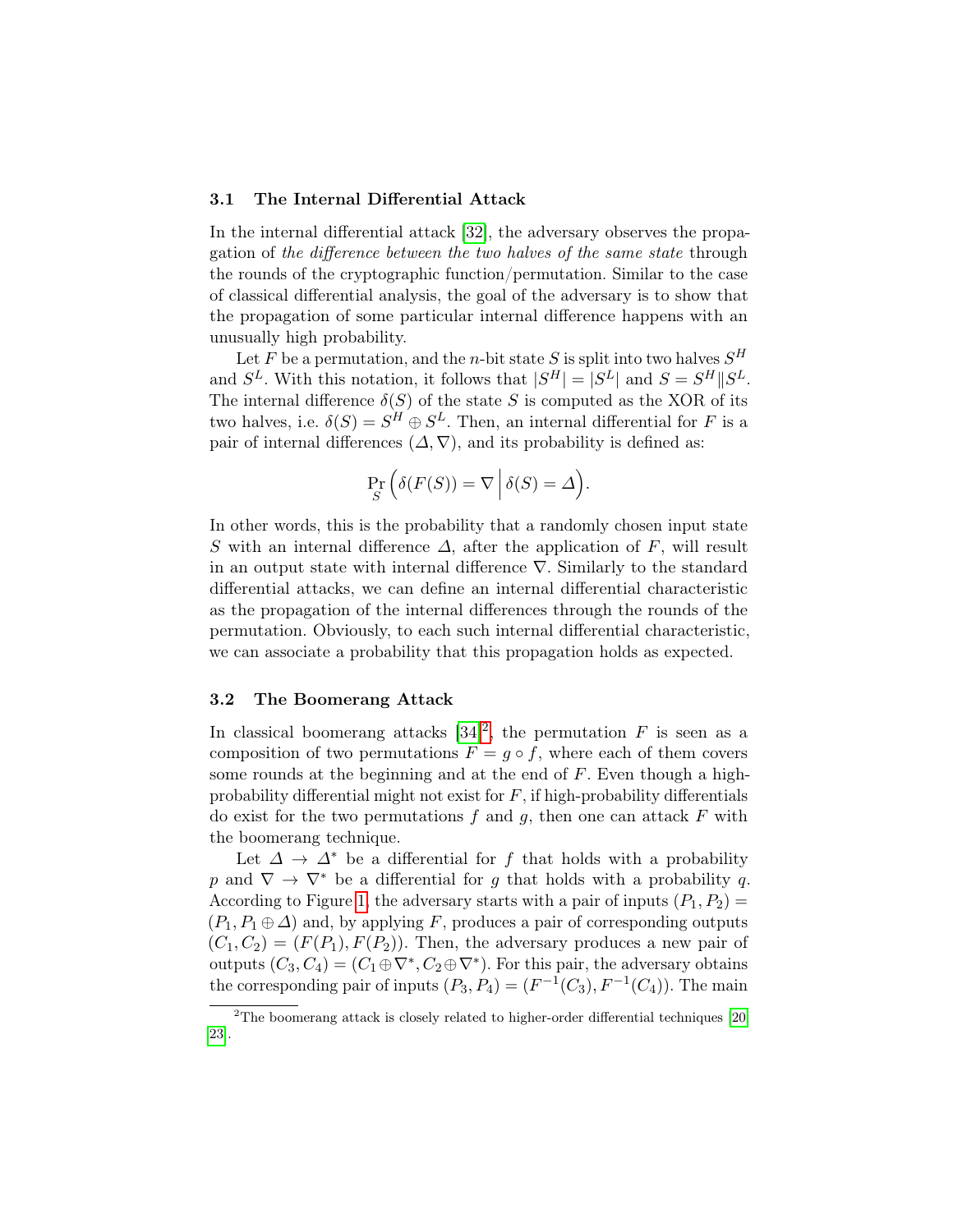### 3.1 The Internal Differential Attack

In the internal differential attack [32], the adversary observes the propagation of *the difference between the two halves of the same state* through the rounds of the cryptographic function/permutation. Similar to the case of classical differential analysis, the goal of the adversary is to show that the propagation of some particular internal difference happens with an unusually high probability.

Let $F$ be a permutation, and the $n$-bit state $S$ is split into two halves $S^H$ and $S^L$. With this notation, it follows that $|S^H| = |S^L|$ and $S = S^H \| S^L$. The internal difference $\delta(S)$ of the state $S$ is computed as the XOR of its two halves, i.e. $\delta(S) = S^H \oplus S^L$. Then, an internal differential for $F$ is a pair of internal differences $(\Delta, \nabla)$, and its probability is defined as:

$$\Pr_S \left( \delta(F(S)) = \nabla \,\middle|\, \delta(S) = \Delta \right).$$

In other words, this is the probability that a randomly chosen input state $S$ with an internal difference $\Delta$, after the application of $F$, will result in an output state with internal difference $\nabla$. Similarly to the standard differential attacks, we can define an internal differential characteristic as the propagation of the internal differences through the rounds of the permutation. Obviously, to each such internal differential characteristic, we can associate a probability that this propagation holds as expected.

### 3.2 The Boomerang Attack

In classical boomerang attacks [34][2], the permutation $F$ is seen as a composition of two permutations $F = g \circ f$, where each of them covers some rounds at the beginning and at the end of $F$. Even though a high-probability differential might not exist for $F$, if high-probability differentials do exist for the two permutations $f$ and $g$, then one can attack $F$ with the boomerang technique.

Let $\Delta \to \Delta^*$ be a differential for $f$ that holds with a probability $p$ and $\nabla \to \nabla^*$ be a differential for $g$ that holds with a probability $q$. According to Figure 1, the adversary starts with a pair of inputs $(P_1, P_2) = (P_1, P_1 \oplus \Delta)$ and, by applying $F$, produces a pair of corresponding outputs $(C_1, C_2) = (F(P_1), F(P_2))$. Then, the adversary produces a new pair of outputs $(C_3, C_4) = (C_1 \oplus \nabla^*, C_2 \oplus \nabla^*)$. For this pair, the adversary obtains the corresponding pair of inputs $(P_3, P_4) = (F^{-1}(C_3), F^{-1}(C_4))$. The main

[2] The boomerang attack is closely related to higher-order differential techniques [20, 23].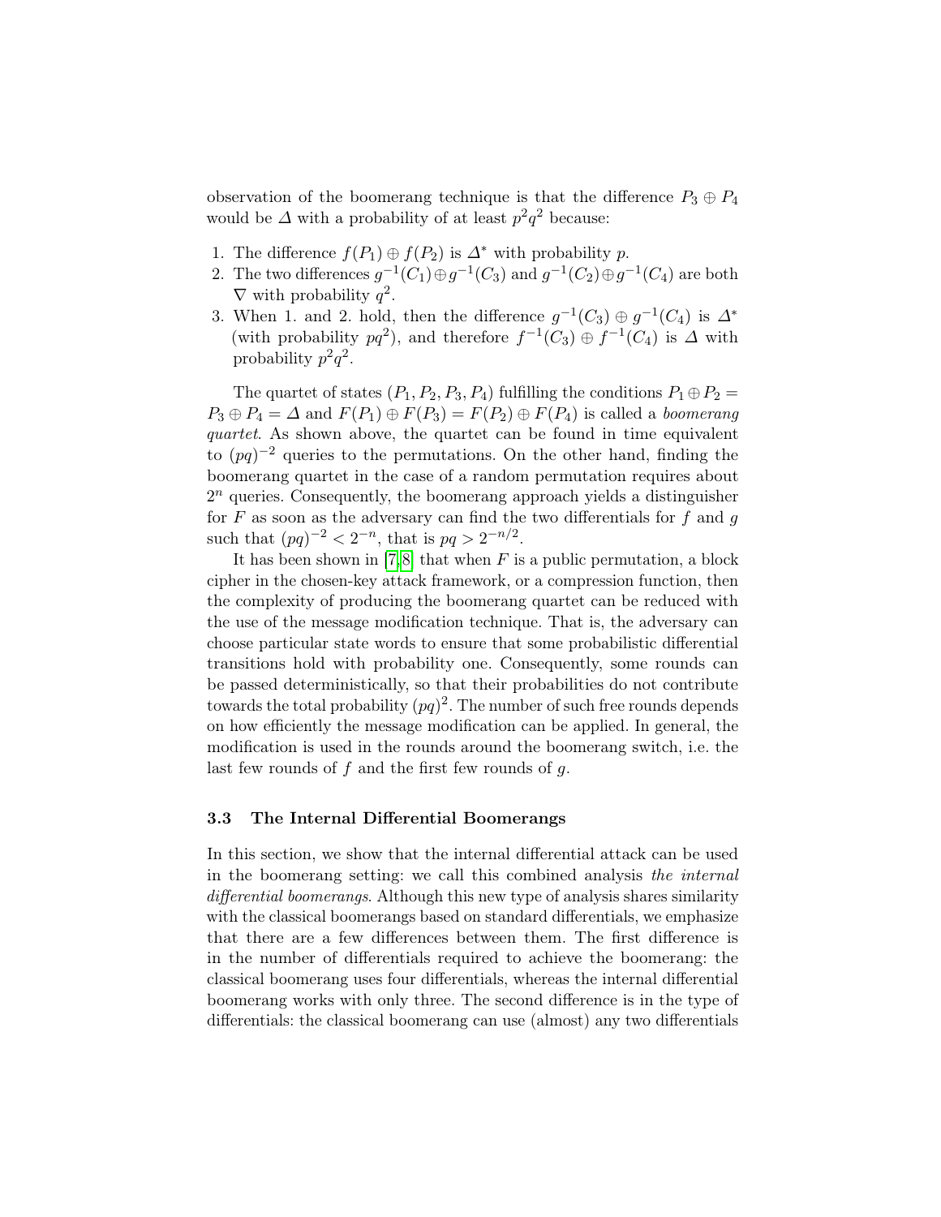observation of the boomerang technique is that the difference $P_3 \oplus P_4$ would be $\Delta$ with a probability of at least $p^2q^2$ because:

1. The difference $f(P_1) \oplus f(P_2)$ is $\Delta^*$ with probability $p$.
2. The two differences $g^{-1}(C_1) \oplus g^{-1}(C_3)$ and $g^{-1}(C_2) \oplus g^{-1}(C_4)$ are both $\nabla$ with probability $q^2$.
3. When 1. and 2. hold, then the difference $g^{-1}(C_3) \oplus g^{-1}(C_4)$ is $\Delta^*$ (with probability $pq^2$), and therefore $f^{-1}(C_3) \oplus f^{-1}(C_4)$ is $\Delta$ with probability $p^2q^2$.

The quartet of states $(P_1, P_2, P_3, P_4)$ fulfilling the conditions $P_1 \oplus P_2 = P_3 \oplus P_4 = \Delta$ and $F(P_1) \oplus F(P_3) = F(P_2) \oplus F(P_4)$ is called a *boomerang quartet*. As shown above, the quartet can be found in time equivalent to $(pq)^{-2}$ queries to the permutations. On the other hand, finding the boomerang quartet in the case of a random permutation requires about $2^n$ queries. Consequently, the boomerang approach yields a distinguisher for $F$ as soon as the adversary can find the two differentials for $f$ and $g$ such that $(pq)^{-2} < 2^{-n}$, that is $pq > 2^{-n/2}$.

It has been shown in [7,8] that when $F$ is a public permutation, a block cipher in the chosen-key attack framework, or a compression function, then the complexity of producing the boomerang quartet can be reduced with the use of the message modification technique. That is, the adversary can choose particular state words to ensure that some probabilistic differential transitions hold with probability one. Consequently, some rounds can be passed deterministically, so that their probabilities do not contribute towards the total probability $(pq)^2$. The number of such free rounds depends on how efficiently the message modification can be applied. In general, the modification is used in the rounds around the boomerang switch, i.e. the last few rounds of $f$ and the first few rounds of $g$.

### 3.3 The Internal Differential Boomerangs

In this section, we show that the internal differential attack can be used in the boomerang setting: we call this combined analysis *the internal differential boomerangs*. Although this new type of analysis shares similarity with the classical boomerangs based on standard differentials, we emphasize that there are a few differences between them. The first difference is in the number of differentials required to achieve the boomerang: the classical boomerang uses four differentials, whereas the internal differential boomerang works with only three. The second difference is in the type of differentials: the classical boomerang can use (almost) any two differentials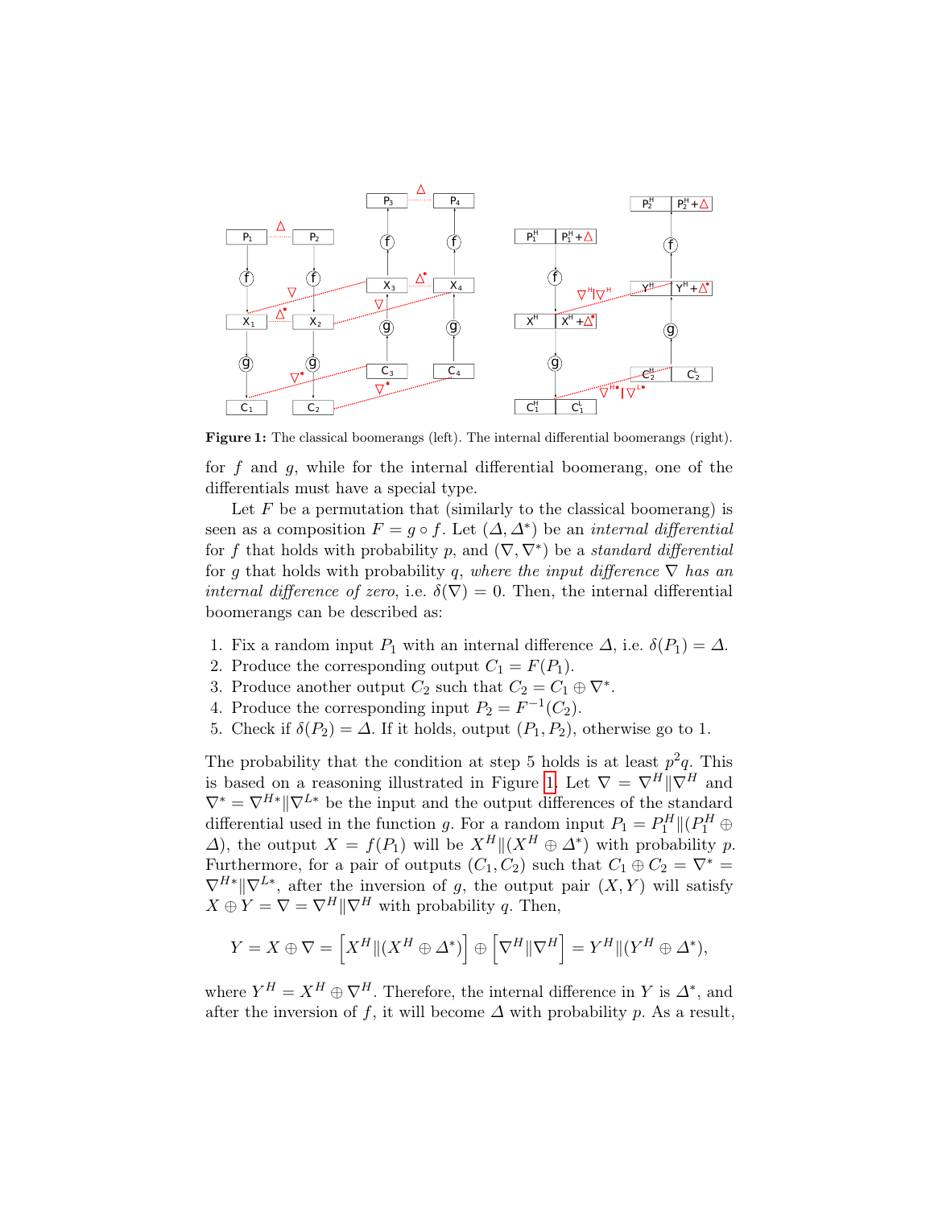**Figure 1:** The classical boomerangs (left). The internal differential boomerangs (right).

for $f$ and $g$, while for the internal differential boomerang, one of the differentials must have a special type.

Let $F$ be a permutation that (similarly to the classical boomerang) is seen as a composition $F = g \circ f$. Let $(\Delta, \Delta^*)$ be an *internal differential* for $f$ that holds with probability $p$, and $(\nabla, \nabla^*)$ be a *standard differential* for $g$ that holds with probability $q$, *where the input difference* $\nabla$ *has an internal difference of zero*, i.e. $\delta(\nabla) = 0$. Then, the internal differential boomerangs can be described as:

1. Fix a random input $P_1$ with an internal difference $\Delta$, i.e. $\delta(P_1) = \Delta$.
2. Produce the corresponding output $C_1 = F(P_1)$.
3. Produce another output $C_2$ such that $C_2 = C_1 \oplus \nabla^*$.
4. Produce the corresponding input $P_2 = F^{-1}(C_2)$.
5. Check if $\delta(P_2) = \Delta$. If it holds, output $(P_1, P_2)$, otherwise go to 1.

The probability that the condition at step 5 holds is at least $p^2 q$. This is based on a reasoning illustrated in Figure 1. Let $\nabla = \nabla^H \| \nabla^H$ and $\nabla^* = \nabla^{H*} \| \nabla^{L*}$ be the input and the output differences of the standard differential used in the function $g$. For a random input $P_1 = P_1^H \| (P_1^H \oplus \Delta)$, the output $X = f(P_1)$ will be $X^H \| (X^H \oplus \Delta^*)$ with probability $p$. Furthermore, for a pair of outputs $(C_1, C_2)$ such that $C_1 \oplus C_2 = \nabla^* = \nabla^{H*} \| \nabla^{L*}$, after the inversion of $g$, the output pair $(X, Y)$ will satisfy $X \oplus Y = \nabla = \nabla^H \| \nabla^H$ with probability $q$. Then,

$$Y = X \oplus \nabla = \left[ X^H \| (X^H \oplus \Delta^*) \right] \oplus \left[ \nabla^H \| \nabla^H \right] = Y^H \| (Y^H \oplus \Delta^*),$$

where $Y^H = X^H \oplus \nabla^H$. Therefore, the internal difference in $Y$ is $\Delta^*$, and after the inversion of $f$, it will become $\Delta$ with probability $p$. As a result,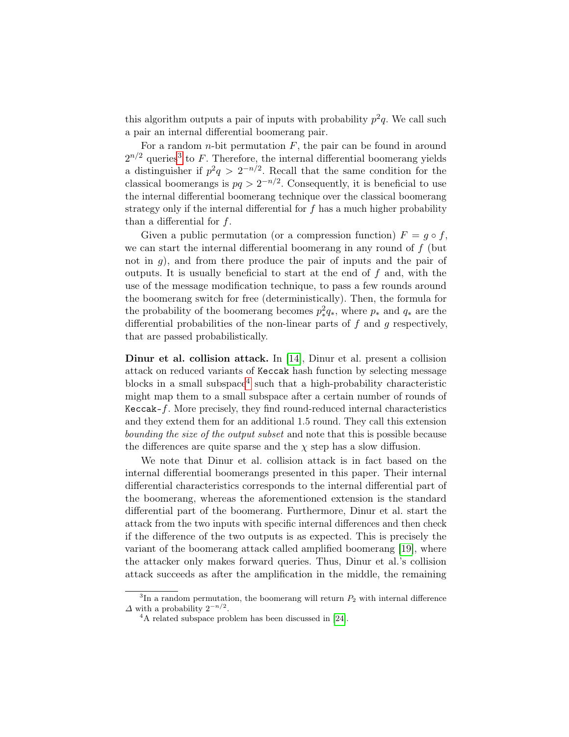this algorithm outputs a pair of inputs with probability $p^2q$. We call such a pair an internal differential boomerang pair.

For a random $n$-bit permutation $F$, the pair can be found in around $2^{n/2}$ queries[3] to $F$. Therefore, the internal differential boomerang yields a distinguisher if $p^2q > 2^{-n/2}$. Recall that the same condition for the classical boomerangs is $pq > 2^{-n/2}$. Consequently, it is beneficial to use the internal differential boomerang technique over the classical boomerang strategy only if the internal differential for $f$ has a much higher probability than a differential for $f$.

Given a public permutation (or a compression function) $F = g \circ f$, we can start the internal differential boomerang in any round of $f$ (but not in $g$), and from there produce the pair of inputs and the pair of outputs. It is usually beneficial to start at the end of $f$ and, with the use of the message modification technique, to pass a few rounds around the boomerang switch for free (deterministically). Then, the formula for the probability of the boomerang becomes $p_*^2 q_*$, where $p_*$ and $q_*$ are the differential probabilities of the non-linear parts of $f$ and $g$ respectively, that are passed probabilistically.

**Dinur et al. collision attack.** In [14], Dinur et al. present a collision attack on reduced variants of Keccak hash function by selecting message blocks in a small subspace[4] such that a high-probability characteristic might map them to a small subspace after a certain number of rounds of Keccak-$f$. More precisely, they find round-reduced internal characteristics and they extend them for an additional 1.5 round. They call this extension *bounding the size of the output subset* and note that this is possible because the differences are quite sparse and the $\chi$ step has a slow diffusion.

We note that Dinur et al. collision attack is in fact based on the internal differential boomerangs presented in this paper. Their internal differential characteristics corresponds to the internal differential part of the boomerang, whereas the aforementioned extension is the standard differential part of the boomerang. Furthermore, Dinur et al. start the attack from the two inputs with specific internal differences and then check if the difference of the two outputs is as expected. This is precisely the variant of the boomerang attack called amplified boomerang [19], where the attacker only makes forward queries. Thus, Dinur et al.'s collision attack succeeds as after the amplification in the middle, the remaining

---

[3] In a random permutation, the boomerang will return $P_2$ with internal difference $\Delta$ with a probability $2^{-n/2}$.

[4] A related subspace problem has been discussed in [24].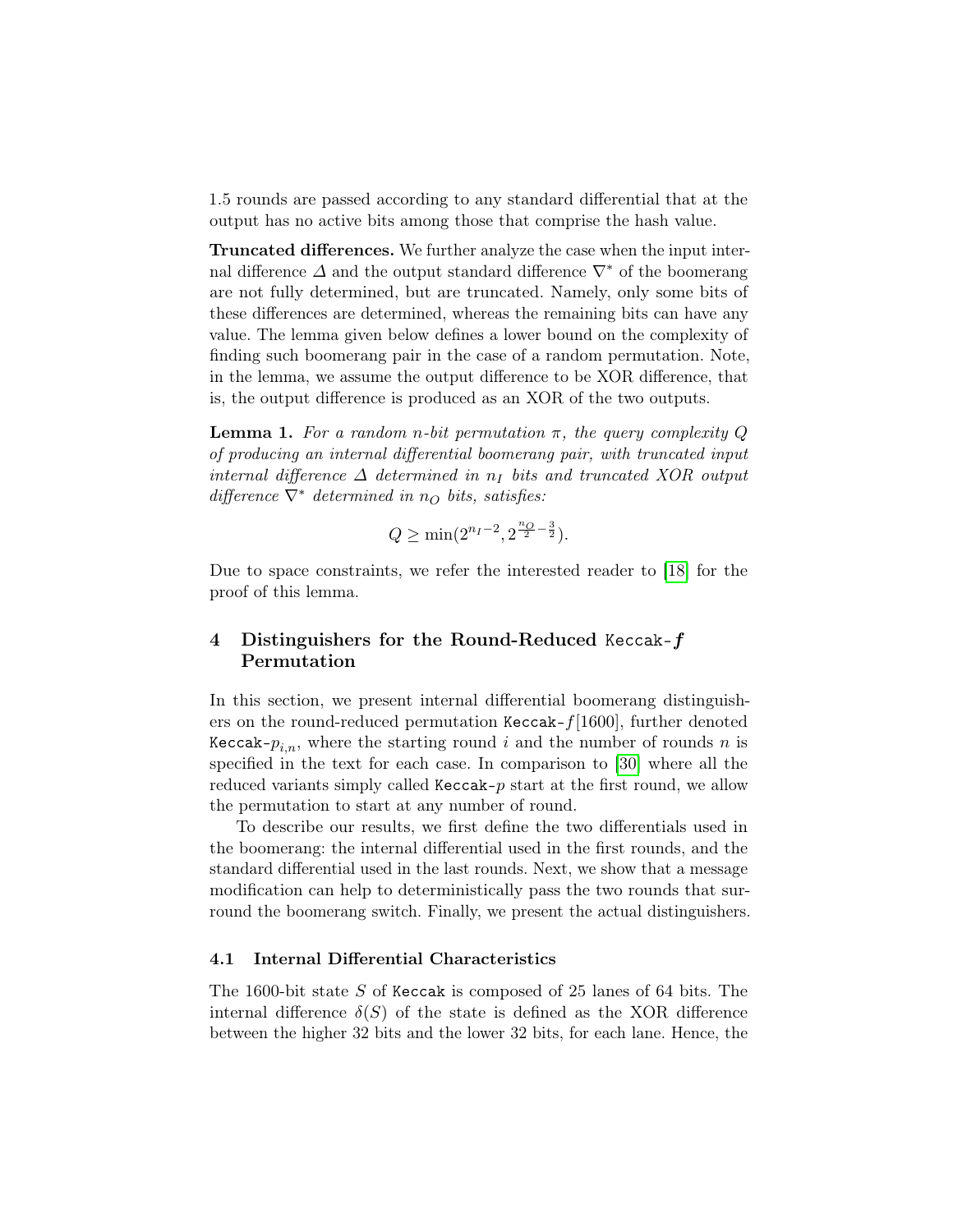1.5 rounds are passed according to any standard differential that at the output has no active bits among those that comprise the hash value.

**Truncated differences.** We further analyze the case when the input internal difference $\Delta$ and the output standard difference $\nabla^*$ of the boomerang are not fully determined, but are truncated. Namely, only some bits of these differences are determined, whereas the remaining bits can have any value. The lemma given below defines a lower bound on the complexity of finding such boomerang pair in the case of a random permutation. Note, in the lemma, we assume the output difference to be XOR difference, that is, the output difference is produced as an XOR of the two outputs.

**Lemma 1.** *For a random $n$-bit permutation $\pi$, the query complexity $Q$ of producing an internal differential boomerang pair, with truncated input internal difference $\Delta$ determined in $n_I$ bits and truncated XOR output difference $\nabla^*$ determined in $n_O$ bits, satisfies:*

$$Q \geq \min(2^{n_I-2}, 2^{\frac{n_O}{2}-\frac{3}{2}}).$$

Due to space constraints, we refer the interested reader to [18] for the proof of this lemma.

## 4 Distinguishers for the Round-Reduced `Keccak`-$f$ Permutation

In this section, we present internal differential boomerang distinguishers on the round-reduced permutation `Keccak`-$f[1600]$, further denoted `Keccak`-$p_{i,n}$, where the starting round $i$ and the number of rounds $n$ is specified in the text for each case. In comparison to [30] where all the reduced variants simply called `Keccak`-$p$ start at the first round, we allow the permutation to start at any number of round.

To describe our results, we first define the two differentials used in the boomerang: the internal differential used in the first rounds, and the standard differential used in the last rounds. Next, we show that a message modification can help to deterministically pass the two rounds that surround the boomerang switch. Finally, we present the actual distinguishers.

### 4.1 Internal Differential Characteristics

The 1600-bit state $S$ of `Keccak` is composed of 25 lanes of 64 bits. The internal difference $\delta(S)$ of the state is defined as the XOR difference between the higher 32 bits and the lower 32 bits, for each lane. Hence, the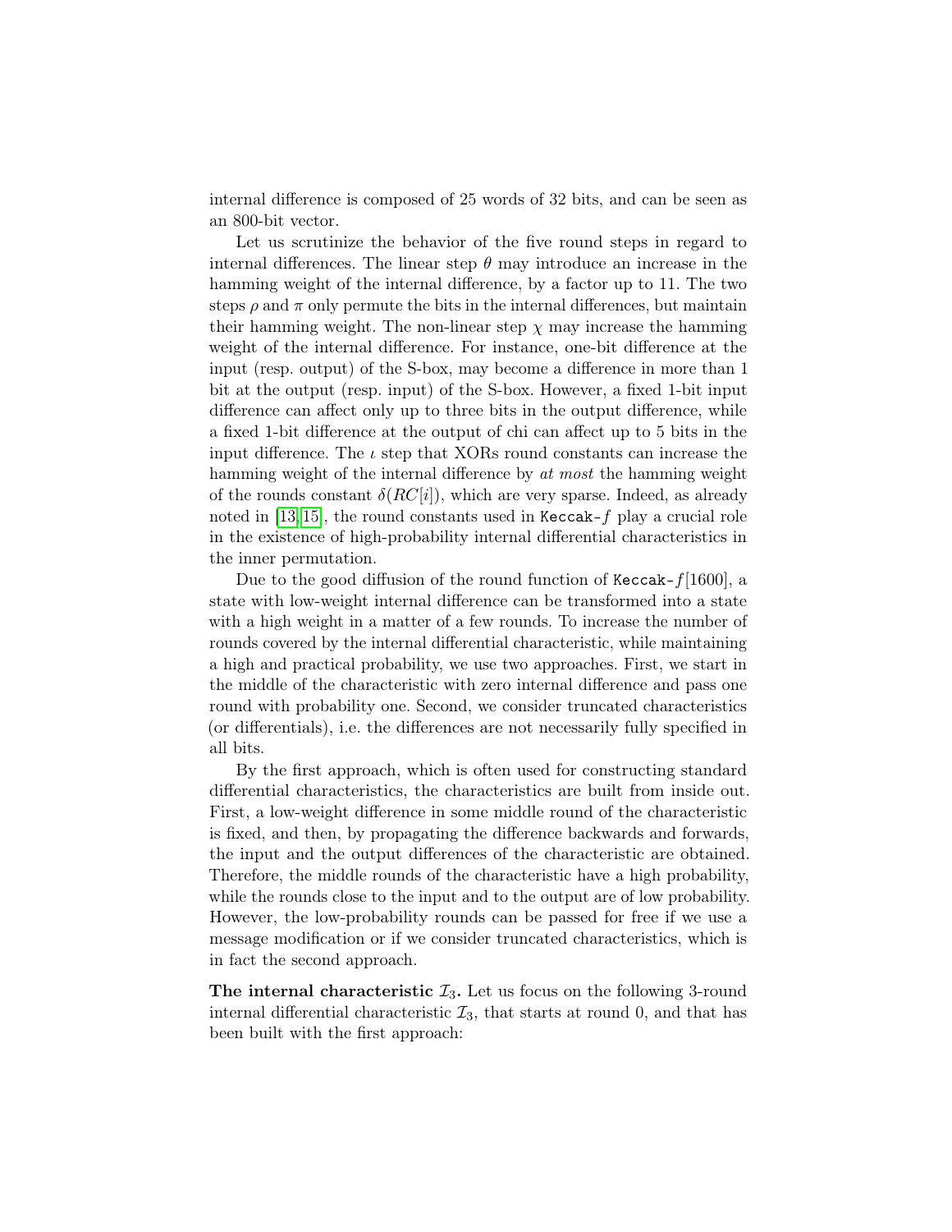internal difference is composed of 25 words of 32 bits, and can be seen as an 800-bit vector.

Let us scrutinize the behavior of the five round steps in regard to internal differences. The linear step $\theta$ may introduce an increase in the hamming weight of the internal difference, by a factor up to 11. The two steps $\rho$ and $\pi$ only permute the bits in the internal differences, but maintain their hamming weight. The non-linear step $\chi$ may increase the hamming weight of the internal difference. For instance, one-bit difference at the input (resp. output) of the S-box, may become a difference in more than 1 bit at the output (resp. input) of the S-box. However, a fixed 1-bit input difference can affect only up to three bits in the output difference, while a fixed 1-bit difference at the output of chi can affect up to 5 bits in the input difference. The $\iota$ step that XORs round constants can increase the hamming weight of the internal difference by *at most* the hamming weight of the rounds constant $\delta(RC[i])$, which are very sparse. Indeed, as already noted in [13,15], the round constants used in `Keccak-`$f$ play a crucial role in the existence of high-probability internal differential characteristics in the inner permutation.

Due to the good diffusion of the round function of `Keccak-`$f[1600]$, a state with low-weight internal difference can be transformed into a state with a high weight in a matter of a few rounds. To increase the number of rounds covered by the internal differential characteristic, while maintaining a high and practical probability, we use two approaches. First, we start in the middle of the characteristic with zero internal difference and pass one round with probability one. Second, we consider truncated characteristics (or differentials), i.e. the differences are not necessarily fully specified in all bits.

By the first approach, which is often used for constructing standard differential characteristics, the characteristics are built from inside out. First, a low-weight difference in some middle round of the characteristic is fixed, and then, by propagating the difference backwards and forwards, the input and the output differences of the characteristic are obtained. Therefore, the middle rounds of the characteristic have a high probability, while the rounds close to the input and to the output are of low probability. However, the low-probability rounds can be passed for free if we use a message modification or if we consider truncated characteristics, which is in fact the second approach.

**The internal characteristic $\mathcal{I}_3$.** Let us focus on the following 3-round internal differential characteristic $\mathcal{I}_3$, that starts at round 0, and that has been built with the first approach: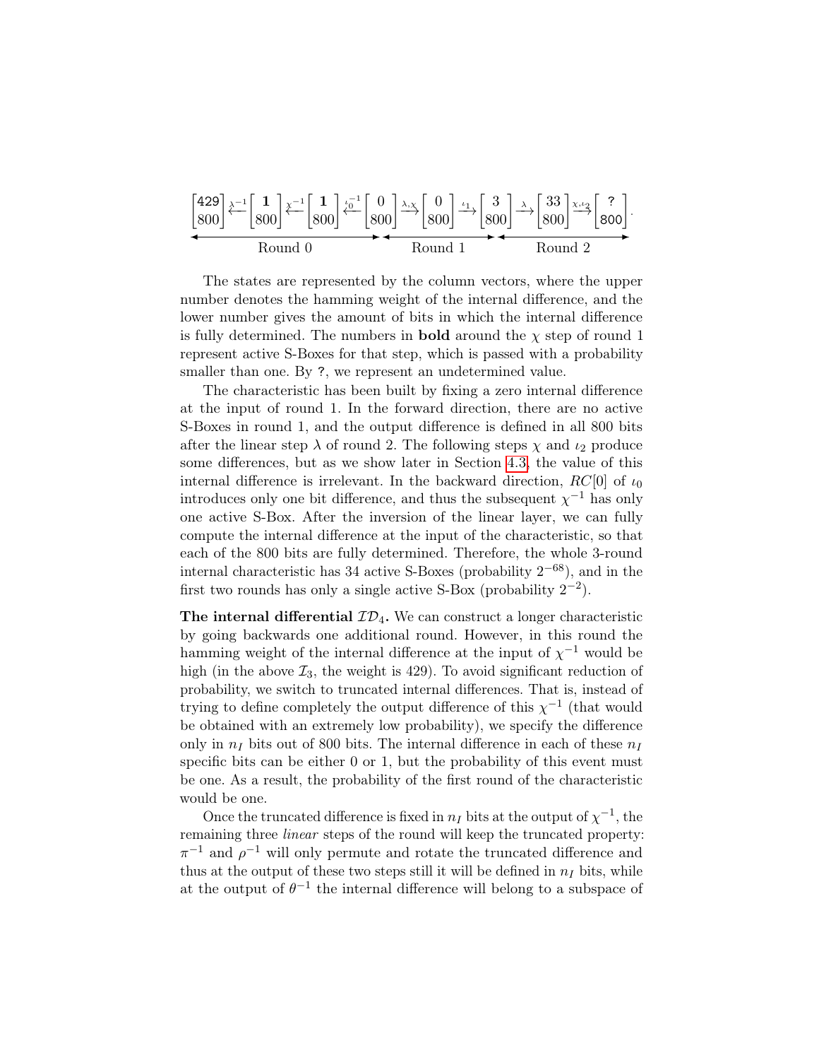$$\begin{bmatrix}429\\800\end{bmatrix}\xleftarrow{\lambda^{-1}}\begin{bmatrix}\mathbf{1}\\800\end{bmatrix}\xleftarrow{\chi^{-1}}\begin{bmatrix}\mathbf{1}\\800\end{bmatrix}\xleftarrow{\iota_0^{-1}}\begin{bmatrix}0\\800\end{bmatrix}\xrightarrow{\lambda,\chi}\begin{bmatrix}0\\800\end{bmatrix}\xrightarrow{\iota_1}\begin{bmatrix}3\\800\end{bmatrix}\xrightarrow{\lambda}\begin{bmatrix}33\\800\end{bmatrix}\xrightarrow{\chi,\iota_2}\begin{bmatrix}\texttt{?}\\800\end{bmatrix}.$$

Round 0 — Round 1 — Round 2

The states are represented by the column vectors, where the upper number denotes the hamming weight of the internal difference, and the lower number gives the amount of bits in which the internal difference is fully determined. The numbers in **bold** around the $\chi$ step of round 1 represent active S-Boxes for that step, which is passed with a probability smaller than one. By ?, we represent an undetermined value.

The characteristic has been built by fixing a zero internal difference at the input of round 1. In the forward direction, there are no active S-Boxes in round 1, and the output difference is defined in all 800 bits after the linear step $\lambda$ of round 2. The following steps $\chi$ and $\iota_2$ produce some differences, but as we show later in Section 4.3, the value of this internal difference is irrelevant. In the backward direction, $RC[0]$ of $\iota_0$ introduces only one bit difference, and thus the subsequent $\chi^{-1}$ has only one active S-Box. After the inversion of the linear layer, we can fully compute the internal difference at the input of the characteristic, so that each of the 800 bits are fully determined. Therefore, the whole 3-round internal characteristic has 34 active S-Boxes (probability $2^{-68}$), and in the first two rounds has only a single active S-Box (probability $2^{-2}$).

**The internal differential $\mathcal{ID}_4$.** We can construct a longer characteristic by going backwards one additional round. However, in this round the hamming weight of the internal difference at the input of $\chi^{-1}$ would be high (in the above $\mathcal{I}_3$, the weight is 429). To avoid significant reduction of probability, we switch to truncated internal differences. That is, instead of trying to define completely the output difference of this $\chi^{-1}$ (that would be obtained with an extremely low probability), we specify the difference only in $n_I$ bits out of 800 bits. The internal difference in each of these $n_I$ specific bits can be either 0 or 1, but the probability of this event must be one. As a result, the probability of the first round of the characteristic would be one.

Once the truncated difference is fixed in $n_I$ bits at the output of $\chi^{-1}$, the remaining three *linear* steps of the round will keep the truncated property: $\pi^{-1}$ and $\rho^{-1}$ will only permute and rotate the truncated difference and thus at the output of these two steps still it will be defined in $n_I$ bits, while at the output of $\theta^{-1}$ the internal difference will belong to a subspace of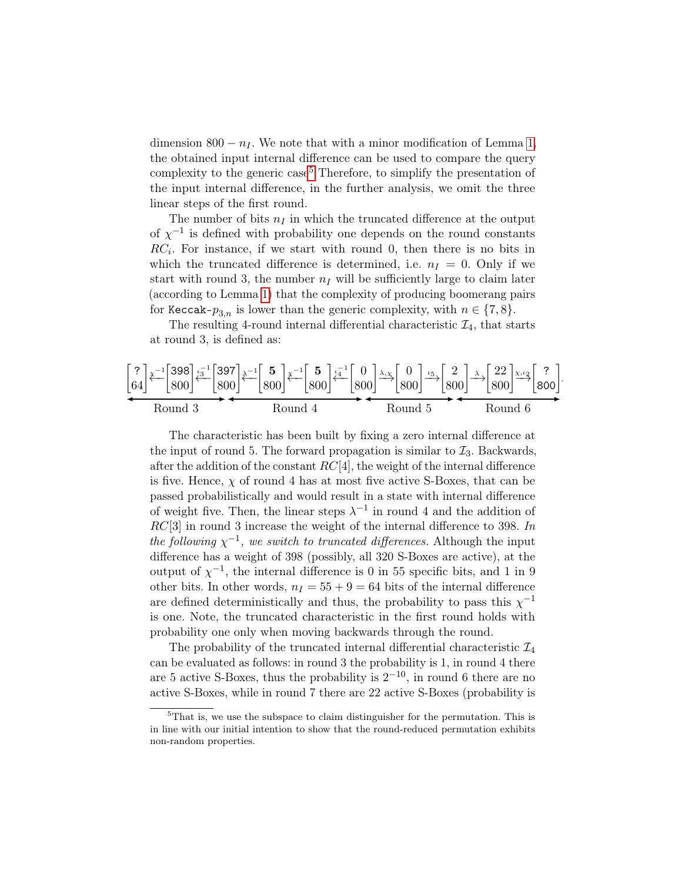dimension $800 - n_I$. We note that with a minor modification of Lemma 1, the obtained input internal difference can be used to compare the query complexity to the generic case[5] Therefore, to simplify the presentation of the input internal difference, in the further analysis, we omit the three linear steps of the first round.

The number of bits $n_I$ in which the truncated difference at the output of $\chi^{-1}$ is defined with probability one depends on the round constants $RC_i$. For instance, if we start with round 0, then there is no bits in which the truncated difference is determined, i.e. $n_I = 0$. Only if we start with round 3, the number $n_I$ will be sufficiently large to claim later (according to Lemma 1) that the complexity of producing boomerang pairs for `Keccak-`$p_{3,n}$ is lower than the generic complexity, with $n \in \{7, 8\}$.

The resulting 4-round internal differential characteristic $\mathcal{I}_4$, that starts at round 3, is defined as:

$$\underbrace{\begin{bmatrix}?\\64\end{bmatrix} \xleftarrow{\chi^{-1}} \begin{bmatrix}398\\800\end{bmatrix} \xleftarrow{\iota_3^{-1}}}_{\text{Round 3}} \underbrace{\begin{bmatrix}397\\800\end{bmatrix} \xleftarrow{\lambda^{-1}} \begin{bmatrix}\mathbf{5}\\800\end{bmatrix} \xleftarrow{\chi^{-1}} \begin{bmatrix}\mathbf{5}\\800\end{bmatrix} \xleftarrow{\iota_4^{-1}}}_{\text{Round 4}} \underbrace{\begin{bmatrix}0\\800\end{bmatrix} \xrightarrow{\lambda,\chi} \begin{bmatrix}0\\800\end{bmatrix} \xrightarrow{\iota_5}}_{\text{Round 5}} \underbrace{\begin{bmatrix}2\\800\end{bmatrix} \xrightarrow{\lambda} \begin{bmatrix}22\\800\end{bmatrix} \xrightarrow{\chi,\iota_6} \begin{bmatrix}?\\800\end{bmatrix}}_{\text{Round 6}}.$$

The characteristic has been built by fixing a zero internal difference at the input of round 5. The forward propagation is similar to $\mathcal{I}_3$. Backwards, after the addition of the constant $RC[4]$, the weight of the internal difference is five. Hence, $\chi$ of round 4 has at most five active S-Boxes, that can be passed probabilistically and would result in a state with internal difference of weight five. Then, the linear steps $\lambda^{-1}$ in round 4 and the addition of $RC[3]$ in round 3 increase the weight of the internal difference to 398. *In the following $\chi^{-1}$, we switch to truncated differences.* Although the input difference has a weight of 398 (possibly, all 320 S-Boxes are active), at the output of $\chi^{-1}$, the internal difference is 0 in 55 specific bits, and 1 in 9 other bits. In other words, $n_I = 55 + 9 = 64$ bits of the internal difference are defined deterministically and thus, the probability to pass this $\chi^{-1}$ is one. Note, the truncated characteristic in the first round holds with probability one only when moving backwards through the round.

The probability of the truncated internal differential characteristic $\mathcal{I}_4$ can be evaluated as follows: in round 3 the probability is 1, in round 4 there are 5 active S-Boxes, thus the probability is $2^{-10}$, in round 6 there are no active S-Boxes, while in round 7 there are 22 active S-Boxes (probability is

[5] That is, we use the subspace to claim distinguisher for the permutation. This is in line with our initial intention to show that the round-reduced permutation exhibits non-random properties.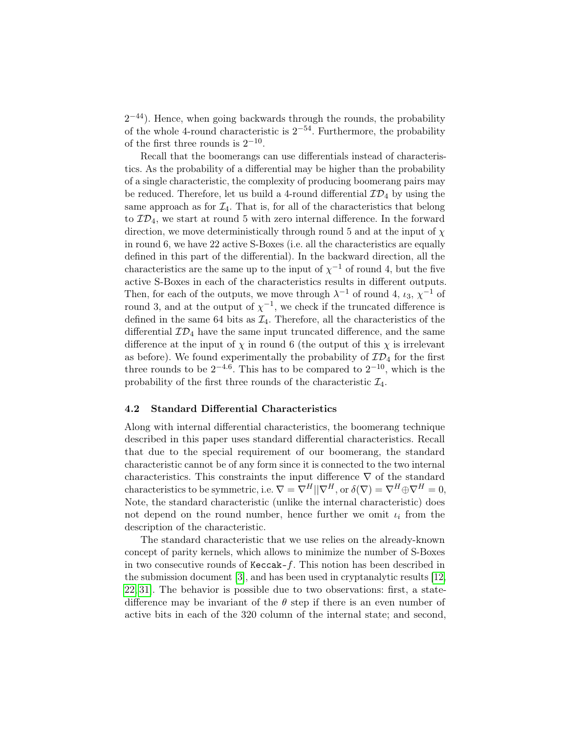$2^{-44}$). Hence, when going backwards through the rounds, the probability of the whole 4-round characteristic is $2^{-54}$. Furthermore, the probability of the first three rounds is $2^{-10}$.

Recall that the boomerangs can use differentials instead of characteristics. As the probability of a differential may be higher than the probability of a single characteristic, the complexity of producing boomerang pairs may be reduced. Therefore, let us build a 4-round differential $\mathcal{ID}_4$ by using the same approach as for $\mathcal{I}_4$. That is, for all of the characteristics that belong to $\mathcal{ID}_4$, we start at round 5 with zero internal difference. In the forward direction, we move deterministically through round 5 and at the input of $\chi$ in round 6, we have 22 active S-Boxes (i.e. all the characteristics are equally defined in this part of the differential). In the backward direction, all the characteristics are the same up to the input of $\chi^{-1}$ of round 4, but the five active S-Boxes in each of the characteristics results in different outputs. Then, for each of the outputs, we move through $\lambda^{-1}$ of round 4, $\iota_3$, $\chi^{-1}$ of round 3, and at the output of $\chi^{-1}$, we check if the truncated difference is defined in the same 64 bits as $\mathcal{I}_4$. Therefore, all the characteristics of the differential $\mathcal{ID}_4$ have the same input truncated difference, and the same difference at the input of $\chi$ in round 6 (the output of this $\chi$ is irrelevant as before). We found experimentally the probability of $\mathcal{ID}_4$ for the first three rounds to be $2^{-4.6}$. This has to be compared to $2^{-10}$, which is the probability of the first three rounds of the characteristic $\mathcal{I}_4$.

### 4.2 Standard Differential Characteristics

Along with internal differential characteristics, the boomerang technique described in this paper uses standard differential characteristics. Recall that due to the special requirement of our boomerang, the standard characteristic cannot be of any form since it is connected to the two internal characteristics. This constraints the input difference $\nabla$ of the standard characteristics to be symmetric, i.e. $\nabla = \nabla^H || \nabla^H$, or $\delta(\nabla) = \nabla^H \oplus \nabla^H = 0$, Note, the standard characteristic (unlike the internal characteristic) does not depend on the round number, hence further we omit $\iota_i$ from the description of the characteristic.

The standard characteristic that we use relies on the already-known concept of parity kernels, which allows to minimize the number of S-Boxes in two consecutive rounds of Keccak-$f$. This notion has been described in the submission document [3], and has been used in cryptanalytic results [12, 22, 31]. The behavior is possible due to two observations: first, a state-difference may be invariant of the $\theta$ step if there is an even number of active bits in each of the 320 column of the internal state; and second,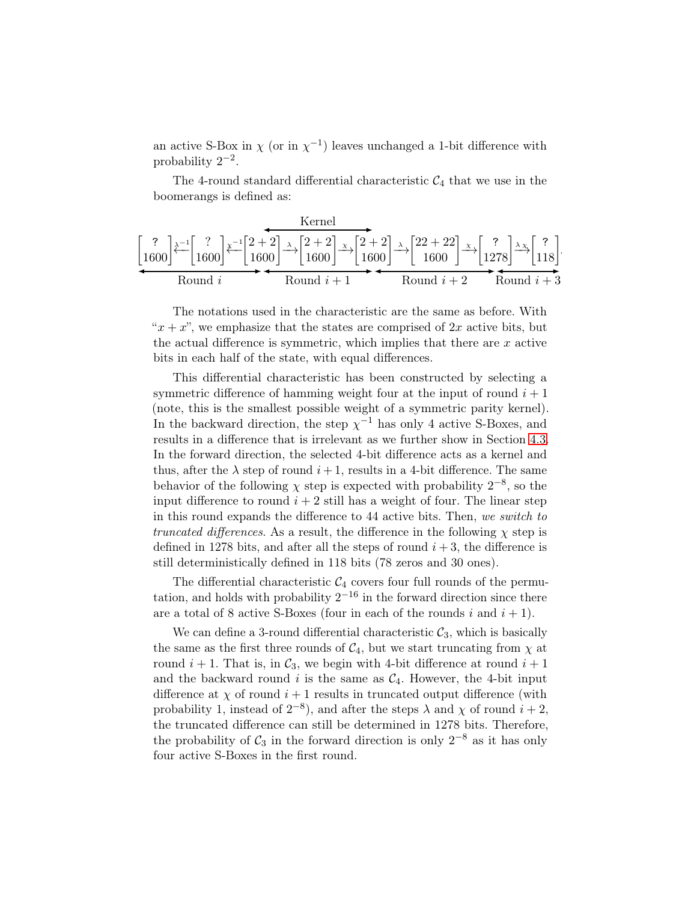an active S-Box in $\chi$ (or in $\chi^{-1}$) leaves unchanged a 1-bit difference with probability $2^{-2}$.

The 4-round standard differential characteristic $\mathcal{C}_4$ that we use in the boomerangs is defined as:

$$\underbrace{\begin{bmatrix} ? \\ 1600 \end{bmatrix} \xleftarrow{\lambda^{-1}} \begin{bmatrix} ? \\ 1600 \end{bmatrix} \xleftarrow{\chi^{-1}} \begin{bmatrix} 2+2 \\ 1600 \end{bmatrix}}_{\text{Round } i} \overbrace{\xrightarrow{\lambda} \begin{bmatrix} 2+2 \\ 1600 \end{bmatrix}}^{\text{Kernel}} \underbrace{\xrightarrow{\chi} \begin{bmatrix} 2+2 \\ 1600 \end{bmatrix}}_{\text{Round } i+1} \underbrace{\xrightarrow{\lambda} \begin{bmatrix} 22+22 \\ 1600 \end{bmatrix} \xrightarrow{\chi} \begin{bmatrix} ? \\ 1278 \end{bmatrix}}_{\text{Round } i+2} \underbrace{\xrightarrow{\lambda\ \chi} \begin{bmatrix} ? \\ 118 \end{bmatrix}}_{\text{Round } i+3}.$$

The notations used in the characteristic are the same as before. With "$x + x$", we emphasize that the states are comprised of $2x$ active bits, but the actual difference is symmetric, which implies that there are $x$ active bits in each half of the state, with equal differences.

This differential characteristic has been constructed by selecting a symmetric difference of hamming weight four at the input of round $i + 1$ (note, this is the smallest possible weight of a symmetric parity kernel). In the backward direction, the step $\chi^{-1}$ has only 4 active S-Boxes, and results in a difference that is irrelevant as we further show in Section 4.3. In the forward direction, the selected 4-bit difference acts as a kernel and thus, after the $\lambda$ step of round $i+1$, results in a 4-bit difference. The same behavior of the following $\chi$ step is expected with probability $2^{-8}$, so the input difference to round $i + 2$ still has a weight of four. The linear step in this round expands the difference to 44 active bits. Then, *we switch to truncated differences*. As a result, the difference in the following $\chi$ step is defined in 1278 bits, and after all the steps of round $i + 3$, the difference is still deterministically defined in 118 bits (78 zeros and 30 ones).

The differential characteristic $\mathcal{C}_4$ covers four full rounds of the permutation, and holds with probability $2^{-16}$ in the forward direction since there are a total of 8 active S-Boxes (four in each of the rounds $i$ and $i + 1$).

We can define a 3-round differential characteristic $\mathcal{C}_3$, which is basically the same as the first three rounds of $\mathcal{C}_4$, but we start truncating from $\chi$ at round $i + 1$. That is, in $\mathcal{C}_3$, we begin with 4-bit difference at round $i + 1$ and the backward round $i$ is the same as $\mathcal{C}_4$. However, the 4-bit input difference at $\chi$ of round $i + 1$ results in truncated output difference (with probability 1, instead of $2^{-8}$), and after the steps $\lambda$ and $\chi$ of round $i + 2$, the truncated difference can still be determined in 1278 bits. Therefore, the probability of $\mathcal{C}_3$ in the forward direction is only $2^{-8}$ as it has only four active S-Boxes in the first round.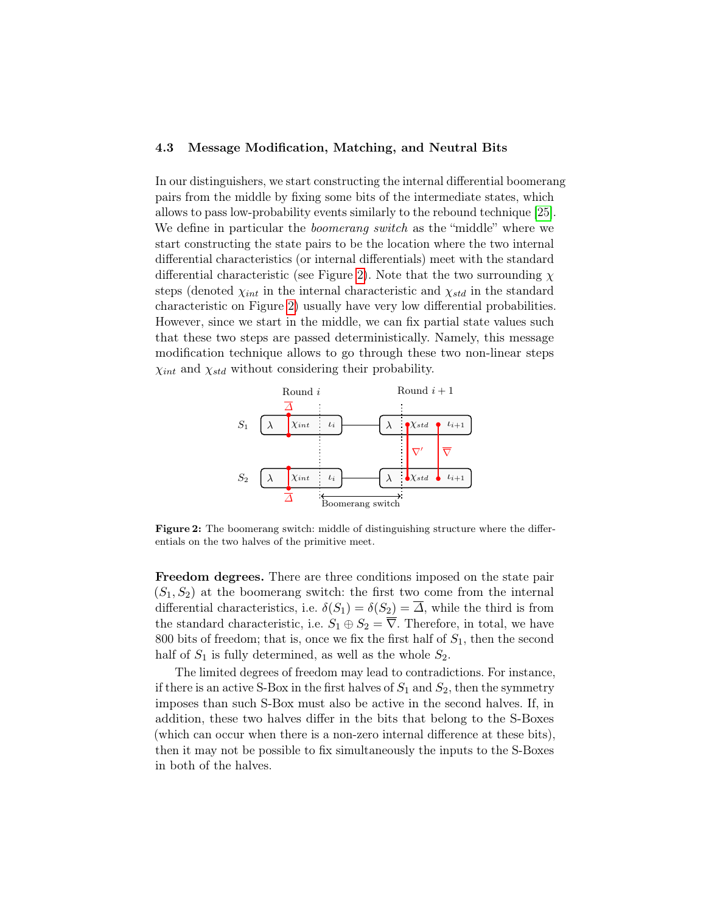### 4.3 Message Modification, Matching, and Neutral Bits

In our distinguishers, we start constructing the internal differential boomerang pairs from the middle by fixing some bits of the intermediate states, which allows to pass low-probability events similarly to the rebound technique [25]. We define in particular the *boomerang switch* as the "middle" where we start constructing the state pairs to be the location where the two internal differential characteristics (or internal differentials) meet with the standard differential characteristic (see Figure 2). Note that the two surrounding $\chi$ steps (denoted $\chi_{int}$ in the internal characteristic and $\chi_{std}$ in the standard characteristic on Figure 2) usually have very low differential probabilities. However, since we start in the middle, we can fix partial state values such that these two steps are passed deterministically. Namely, this message modification technique allows to go through these two non-linear steps $\chi_{int}$ and $\chi_{std}$ without considering their probability.

**Figure 2:** The boomerang switch: middle of distinguishing structure where the differentials on the two halves of the primitive meet.

**Freedom degrees.** There are three conditions imposed on the state pair $(S_1, S_2)$ at the boomerang switch: the first two come from the internal differential characteristics, i.e. $\delta(S_1) = \delta(S_2) = \overline{\Delta}$, while the third is from the standard characteristic, i.e. $S_1 \oplus S_2 = \overline{\nabla}$. Therefore, in total, we have 800 bits of freedom; that is, once we fix the first half of $S_1$, then the second half of $S_1$ is fully determined, as well as the whole $S_2$.

The limited degrees of freedom may lead to contradictions. For instance, if there is an active S-Box in the first halves of $S_1$ and $S_2$, then the symmetry imposes than such S-Box must also be active in the second halves. If, in addition, these two halves differ in the bits that belong to the S-Boxes (which can occur when there is a non-zero internal difference at these bits), then it may not be possible to fix simultaneously the inputs to the S-Boxes in both of the halves.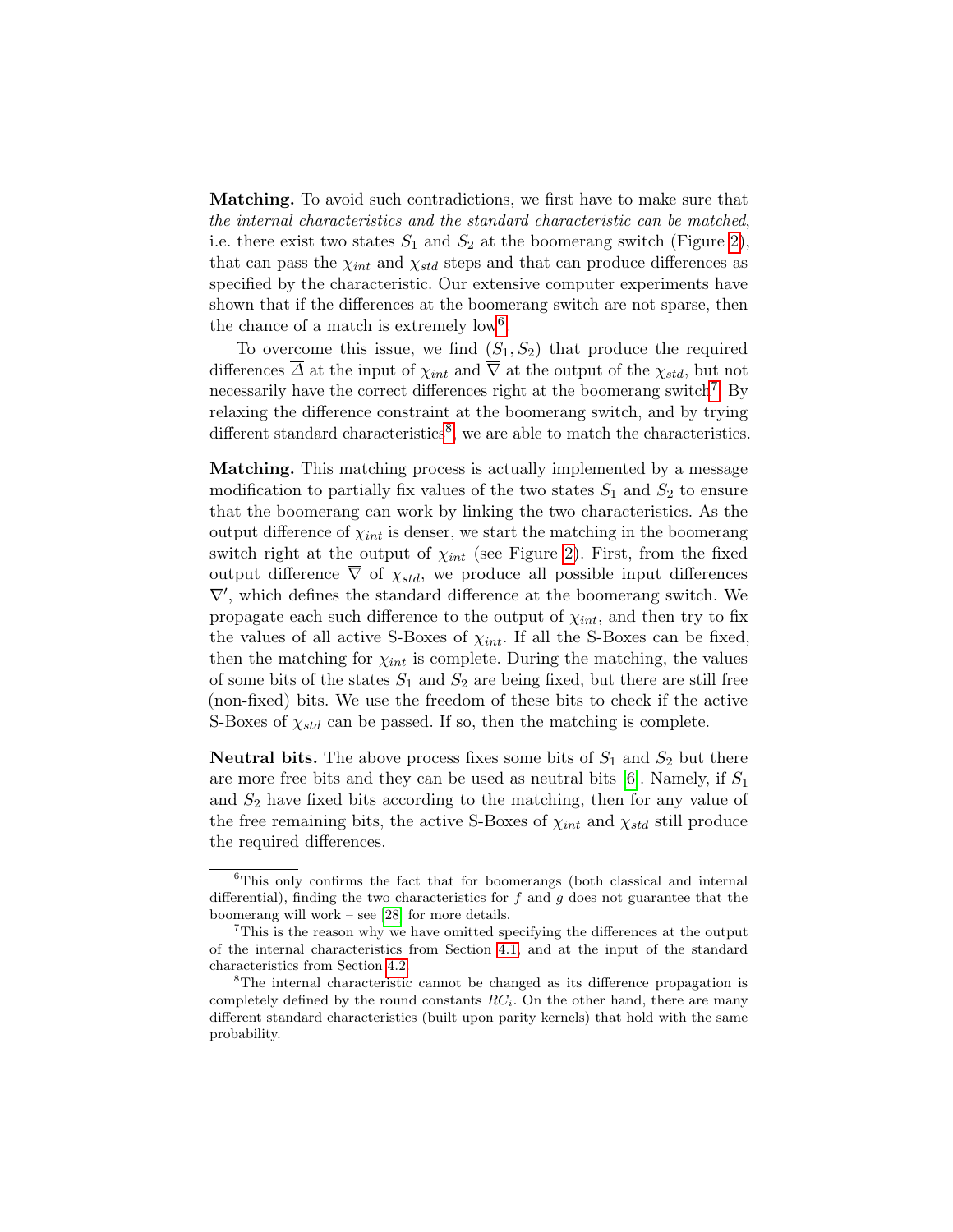**Matching.** To avoid such contradictions, we first have to make sure that *the internal characteristics and the standard characteristic can be matched*, i.e. there exist two states $S_1$ and $S_2$ at the boomerang switch (Figure 2), that can pass the $\chi_{int}$ and $\chi_{std}$ steps and that can produce differences as specified by the characteristic. Our extensive computer experiments have shown that if the differences at the boomerang switch are not sparse, then the chance of a match is extremely low[6].

To overcome this issue, we find $(S_1, S_2)$ that produce the required differences $\overline{\Delta}$ at the input of $\chi_{int}$ and $\overline{\nabla}$ at the output of the $\chi_{std}$, but not necessarily have the correct differences right at the boomerang switch[7]. By relaxing the difference constraint at the boomerang switch, and by trying different standard characteristics[8], we are able to match the characteristics.

**Matching.** This matching process is actually implemented by a message modification to partially fix values of the two states $S_1$ and $S_2$ to ensure that the boomerang can work by linking the two characteristics. As the output difference of $\chi_{int}$ is denser, we start the matching in the boomerang switch right at the output of $\chi_{int}$ (see Figure 2). First, from the fixed output difference $\overline{\nabla}$ of $\chi_{std}$, we produce all possible input differences $\nabla'$, which defines the standard difference at the boomerang switch. We propagate each such difference to the output of $\chi_{int}$, and then try to fix the values of all active S-Boxes of $\chi_{int}$. If all the S-Boxes can be fixed, then the matching for $\chi_{int}$ is complete. During the matching, the values of some bits of the states $S_1$ and $S_2$ are being fixed, but there are still free (non-fixed) bits. We use the freedom of these bits to check if the active S-Boxes of $\chi_{std}$ can be passed. If so, then the matching is complete.

**Neutral bits.** The above process fixes some bits of $S_1$ and $S_2$ but there are more free bits and they can be used as neutral bits [6]. Namely, if $S_1$ and $S_2$ have fixed bits according to the matching, then for any value of the free remaining bits, the active S-Boxes of $\chi_{int}$ and $\chi_{std}$ still produce the required differences.

---

[6] This only confirms the fact that for boomerangs (both classical and internal differential), finding the two characteristics for $f$ and $g$ does not guarantee that the boomerang will work – see [28] for more details.

[7] This is the reason why we have omitted specifying the differences at the output of the internal characteristics from Section 4.1, and at the input of the standard characteristics from Section 4.2.

[8] The internal characteristic cannot be changed as its difference propagation is completely defined by the round constants $RC_i$. On the other hand, there are many different standard characteristics (built upon parity kernels) that hold with the same probability.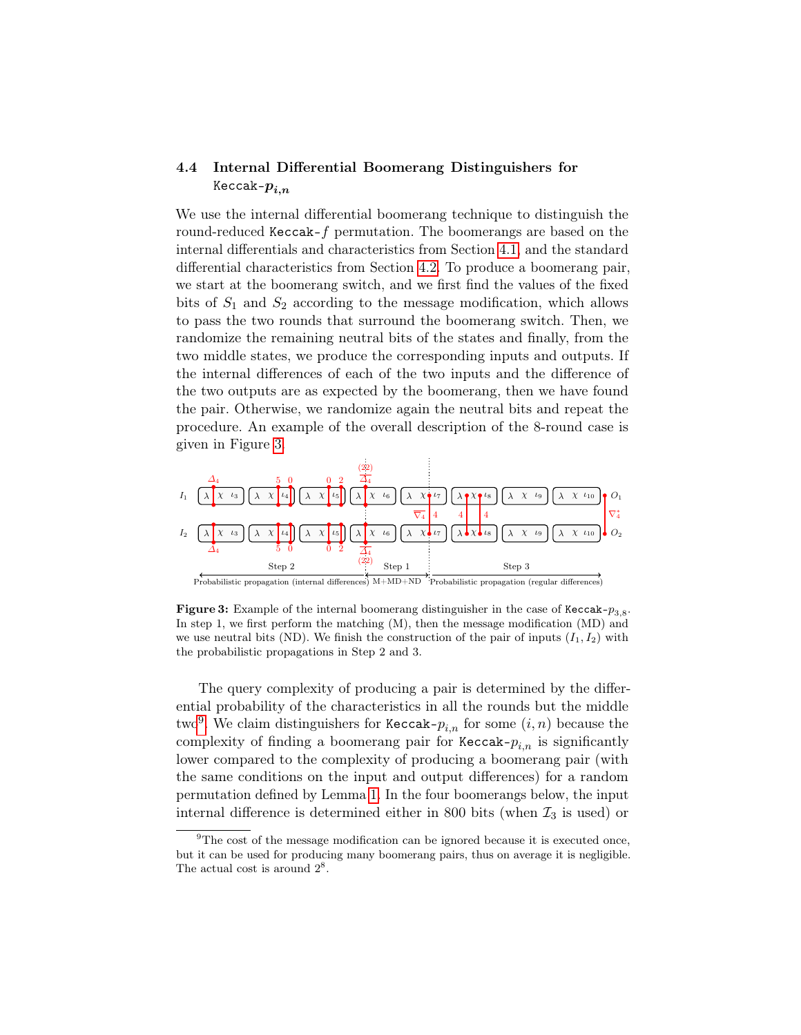### 4.4 Internal Differential Boomerang Distinguishers for Keccak-$p_{i,n}$

We use the internal differential boomerang technique to distinguish the round-reduced Keccak-$f$ permutation. The boomerangs are based on the internal differentials and characteristics from Section 4.1 and the standard differential characteristics from Section 4.2. To produce a boomerang pair, we start at the boomerang switch, and we first find the values of the fixed bits of $S_1$ and $S_2$ according to the message modification, which allows to pass the two rounds that surround the boomerang switch. Then, we randomize the remaining neutral bits of the states and finally, from the two middle states, we produce the corresponding inputs and outputs. If the internal differences of each of the two inputs and the difference of the two outputs are as expected by the boomerang, then we have found the pair. Otherwise, we randomize again the neutral bits and repeat the procedure. An example of the overall description of the 8-round case is given in Figure 3.

**Figure 3:** Example of the internal boomerang distinguisher in the case of Keccak-$p_{3,8}$. In step 1, we first perform the matching (M), then the message modification (MD) and we use neutral bits (ND). We finish the construction of the pair of inputs $(I_1, I_2)$ with the probabilistic propagations in Step 2 and 3.

The query complexity of producing a pair is determined by the differential probability of the characteristics in all the rounds but the middle two[9]. We claim distinguishers for Keccak-$p_{i,n}$ for some $(i, n)$ because the complexity of finding a boomerang pair for Keccak-$p_{i,n}$ is significantly lower compared to the complexity of producing a boomerang pair (with the same conditions on the input and output differences) for a random permutation defined by Lemma 1. In the four boomerangs below, the input internal difference is determined either in 800 bits (when $\mathcal{I}_3$ is used) or

[9] The cost of the message modification can be ignored because it is executed once, but it can be used for producing many boomerang pairs, thus on average it is negligible. The actual cost is around $2^8$.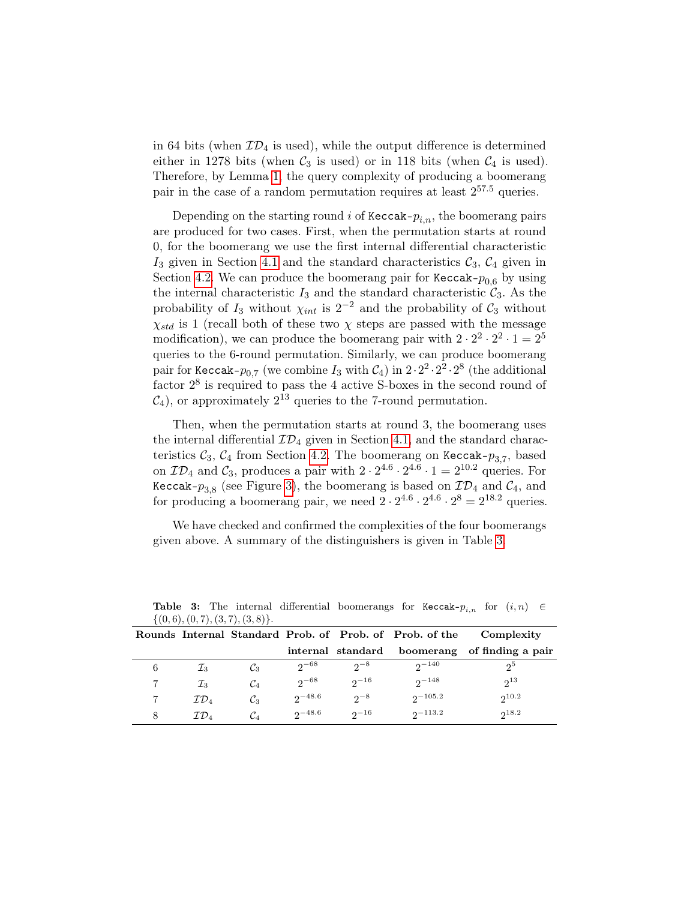in 64 bits (when $\mathcal{ID}_4$ is used), while the output difference is determined either in 1278 bits (when $\mathcal{C}_3$ is used) or in 118 bits (when $\mathcal{C}_4$ is used). Therefore, by Lemma 1, the query complexity of producing a boomerang pair in the case of a random permutation requires at least $2^{57.5}$ queries.

Depending on the starting round $i$ of `Keccak`-$p_{i,n}$, the boomerang pairs are produced for two cases. First, when the permutation starts at round 0, for the boomerang we use the first internal differential characteristic $I_3$ given in Section 4.1 and the standard characteristics $\mathcal{C}_3$, $\mathcal{C}_4$ given in Section 4.2. We can produce the boomerang pair for `Keccak`-$p_{0,6}$ by using the internal characteristic $I_3$ and the standard characteristic $\mathcal{C}_3$. As the probability of $I_3$ without $\chi_{int}$ is $2^{-2}$ and the probability of $\mathcal{C}_3$ without $\chi_{std}$ is 1 (recall both of these two $\chi$ steps are passed with the message modification), we can produce the boomerang pair with $2 \cdot 2^2 \cdot 2^2 \cdot 1 = 2^5$ queries to the 6-round permutation. Similarly, we can produce boomerang pair for `Keccak`-$p_{0,7}$ (we combine $I_3$ with $\mathcal{C}_4$) in $2 \cdot 2^2 \cdot 2^2 \cdot 2^8$ (the additional factor $2^8$ is required to pass the 4 active S-boxes in the second round of $\mathcal{C}_4$), or approximately $2^{13}$ queries to the 7-round permutation.

Then, when the permutation starts at round 3, the boomerang uses the internal differential $\mathcal{ID}_4$ given in Section 4.1, and the standard characteristics $\mathcal{C}_3$, $\mathcal{C}_4$ from Section 4.2. The boomerang on `Keccak`-$p_{3,7}$, based on $\mathcal{ID}_4$ and $\mathcal{C}_3$, produces a pair with $2 \cdot 2^{4.6} \cdot 2^{4.6} \cdot 1 = 2^{10.2}$ queries. For `Keccak`-$p_{3,8}$ (see Figure 3), the boomerang is based on $\mathcal{ID}_4$ and $\mathcal{C}_4$, and for producing a boomerang pair, we need $2 \cdot 2^{4.6} \cdot 2^{4.6} \cdot 2^8 = 2^{18.2}$ queries.

We have checked and confirmed the complexities of the four boomerangs given above. A summary of the distinguishers is given in Table 3.

**Table 3:** The internal differential boomerangs for `Keccak`-$p_{i,n}$ for $(i, n) \in \{(0, 6), (0, 7), (3, 7), (3, 8)\}$.

| Rounds | Internal | Standard | Prob. of internal | Prob. of standard | Prob. of the boomerang | Complexity of finding a pair |
|---|---|---|---|---|---|---|
| 6 | $\mathcal{I}_3$ | $\mathcal{C}_3$ | $2^{-68}$ | $2^{-8}$ | $2^{-140}$ | $2^5$ |
| 7 | $\mathcal{I}_3$ | $\mathcal{C}_4$ | $2^{-68}$ | $2^{-16}$ | $2^{-148}$ | $2^{13}$ |
| 7 | $\mathcal{ID}_4$ | $\mathcal{C}_3$ | $2^{-48.6}$ | $2^{-8}$ | $2^{-105.2}$ | $2^{10.2}$ |
| 8 | $\mathcal{ID}_4$ | $\mathcal{C}_4$ | $2^{-48.6}$ | $2^{-16}$ | $2^{-113.2}$ | $2^{18.2}$ |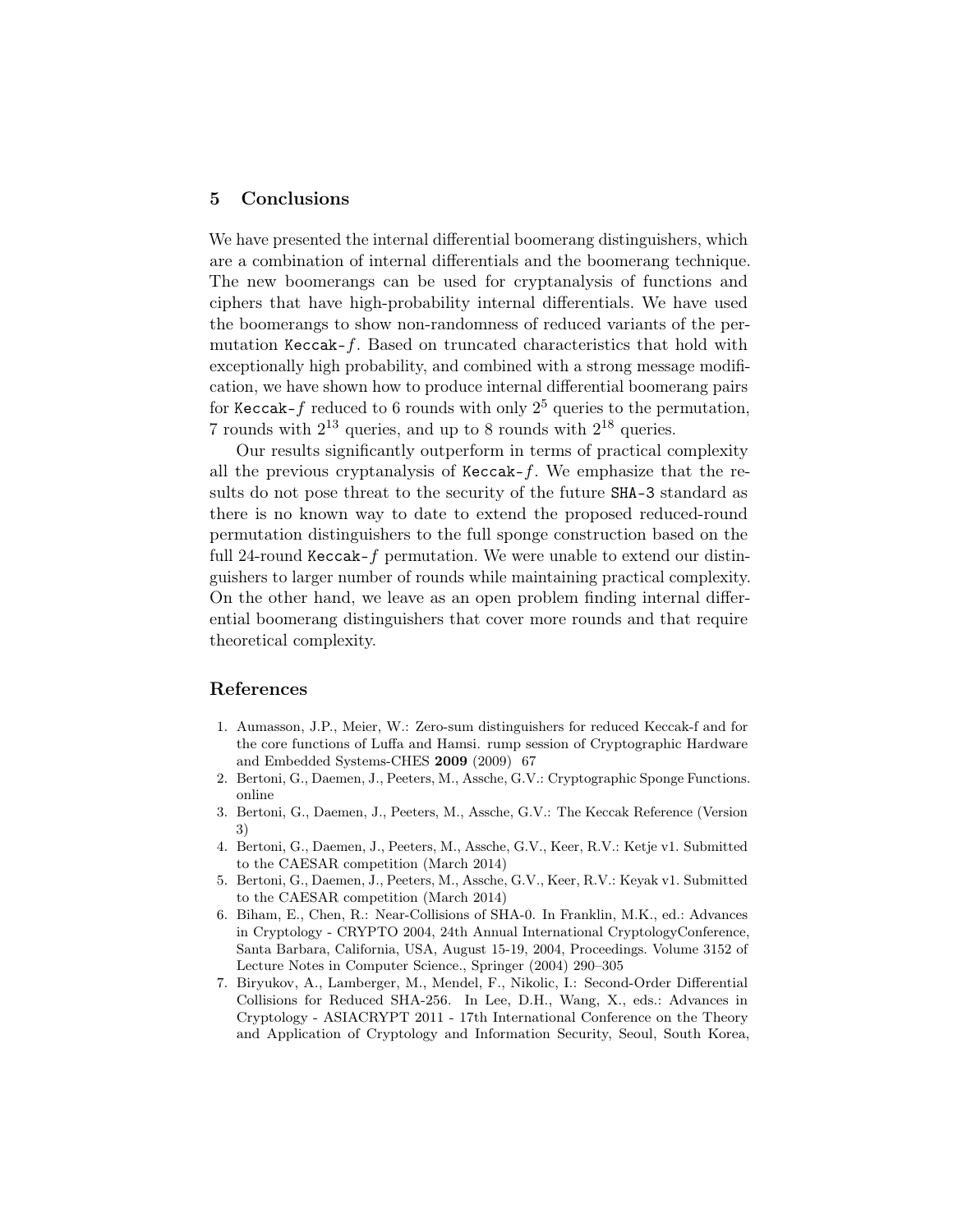## 5 Conclusions

We have presented the internal differential boomerang distinguishers, which are a combination of internal differentials and the boomerang technique. The new boomerangs can be used for cryptanalysis of functions and ciphers that have high-probability internal differentials. We have used the boomerangs to show non-randomness of reduced variants of the permutation Keccak-$f$. Based on truncated characteristics that hold with exceptionally high probability, and combined with a strong message modification, we have shown how to produce internal differential boomerang pairs for Keccak-$f$ reduced to 6 rounds with only $2^5$ queries to the permutation, 7 rounds with $2^{13}$ queries, and up to 8 rounds with $2^{18}$ queries.

Our results significantly outperform in terms of practical complexity all the previous cryptanalysis of Keccak-$f$. We emphasize that the results do not pose threat to the security of the future SHA-3 standard as there is no known way to date to extend the proposed reduced-round permutation distinguishers to the full sponge construction based on the full 24-round Keccak-$f$ permutation. We were unable to extend our distinguishers to larger number of rounds while maintaining practical complexity. On the other hand, we leave as an open problem finding internal differential boomerang distinguishers that cover more rounds and that require theoretical complexity.

## References

1. Aumasson, J.P., Meier, W.: Zero-sum distinguishers for reduced Keccak-f and for the core functions of Luffa and Hamsi. rump session of Cryptographic Hardware and Embedded Systems-CHES **2009** (2009) 67
2. Bertoni, G., Daemen, J., Peeters, M., Assche, G.V.: Cryptographic Sponge Functions. online
3. Bertoni, G., Daemen, J., Peeters, M., Assche, G.V.: The Keccak Reference (Version 3)
4. Bertoni, G., Daemen, J., Peeters, M., Assche, G.V., Keer, R.V.: Ketje v1. Submitted to the CAESAR competition (March 2014)
5. Bertoni, G., Daemen, J., Peeters, M., Assche, G.V., Keer, R.V.: Keyak v1. Submitted to the CAESAR competition (March 2014)
6. Biham, E., Chen, R.: Near-Collisions of SHA-0. In Franklin, M.K., ed.: Advances in Cryptology - CRYPTO 2004, 24th Annual International CryptologyConference, Santa Barbara, California, USA, August 15-19, 2004, Proceedings. Volume 3152 of Lecture Notes in Computer Science., Springer (2004) 290–305
7. Biryukov, A., Lamberger, M., Mendel, F., Nikolic, I.: Second-Order Differential Collisions for Reduced SHA-256. In Lee, D.H., Wang, X., eds.: Advances in Cryptology - ASIACRYPT 2011 - 17th International Conference on the Theory and Application of Cryptology and Information Security, Seoul, South Korea,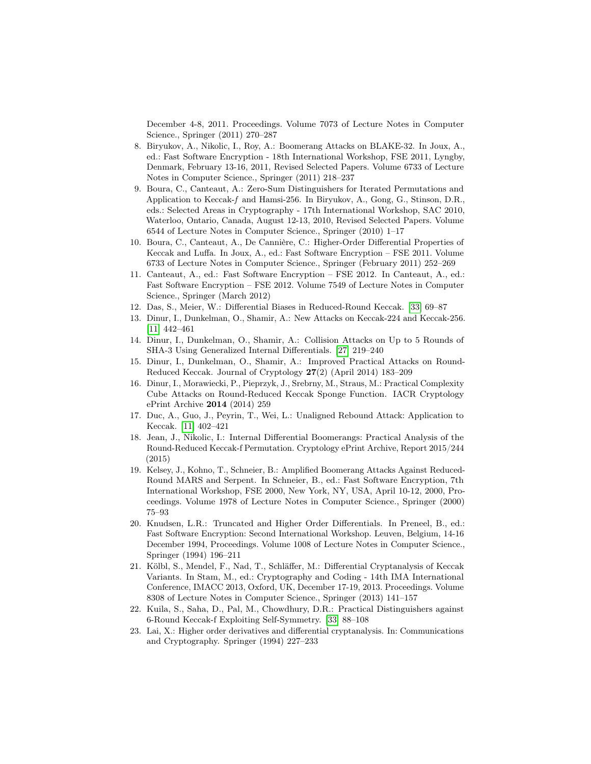December 4-8, 2011. Proceedings. Volume 7073 of Lecture Notes in Computer Science., Springer (2011) 270–287

8. Biryukov, A., Nikolic, I., Roy, A.: Boomerang Attacks on BLAKE-32. In Joux, A., ed.: Fast Software Encryption - 18th International Workshop, FSE 2011, Lyngby, Denmark, February 13-16, 2011, Revised Selected Papers. Volume 6733 of Lecture Notes in Computer Science., Springer (2011) 218–237
9. Boura, C., Canteaut, A.: Zero-Sum Distinguishers for Iterated Permutations and Application to Keccak-$f$ and Hamsi-256. In Biryukov, A., Gong, G., Stinson, D.R., eds.: Selected Areas in Cryptography - 17th International Workshop, SAC 2010, Waterloo, Ontario, Canada, August 12-13, 2010, Revised Selected Papers. Volume 6544 of Lecture Notes in Computer Science., Springer (2010) 1–17
10. Boura, C., Canteaut, A., De Cannière, C.: Higher-Order Differential Properties of Keccak and Luffa. In Joux, A., ed.: Fast Software Encryption – FSE 2011. Volume 6733 of Lecture Notes in Computer Science., Springer (February 2011) 252–269
11. Canteaut, A., ed.: Fast Software Encryption – FSE 2012. In Canteaut, A., ed.: Fast Software Encryption – FSE 2012. Volume 7549 of Lecture Notes in Computer Science., Springer (March 2012)
12. Das, S., Meier, W.: Differential Biases in Reduced-Round Keccak. [33] 69–87
13. Dinur, I., Dunkelman, O., Shamir, A.: New Attacks on Keccak-224 and Keccak-256. [11] 442–461
14. Dinur, I., Dunkelman, O., Shamir, A.: Collision Attacks on Up to 5 Rounds of SHA-3 Using Generalized Internal Differentials. [27] 219–240
15. Dinur, I., Dunkelman, O., Shamir, A.: Improved Practical Attacks on Round-Reduced Keccak. Journal of Cryptology **27**(2) (April 2014) 183–209
16. Dinur, I., Morawiecki, P., Pieprzyk, J., Srebrny, M., Straus, M.: Practical Complexity Cube Attacks on Round-Reduced Keccak Sponge Function. IACR Cryptology ePrint Archive **2014** (2014) 259
17. Duc, A., Guo, J., Peyrin, T., Wei, L.: Unaligned Rebound Attack: Application to Keccak. [11] 402–421
18. Jean, J., Nikolic, I.: Internal Differential Boomerangs: Practical Analysis of the Round-Reduced Keccak-f Permutation. Cryptology ePrint Archive, Report 2015/244 (2015)
19. Kelsey, J., Kohno, T., Schneier, B.: Amplified Boomerang Attacks Against Reduced-Round MARS and Serpent. In Schneier, B., ed.: Fast Software Encryption, 7th International Workshop, FSE 2000, New York, NY, USA, April 10-12, 2000, Proceedings. Volume 1978 of Lecture Notes in Computer Science., Springer (2000) 75–93
20. Knudsen, L.R.: Truncated and Higher Order Differentials. In Preneel, B., ed.: Fast Software Encryption: Second International Workshop. Leuven, Belgium, 14-16 December 1994, Proceedings. Volume 1008 of Lecture Notes in Computer Science., Springer (1994) 196–211
21. Kölbl, S., Mendel, F., Nad, T., Schläffer, M.: Differential Cryptanalysis of Keccak Variants. In Stam, M., ed.: Cryptography and Coding - 14th IMA International Conference, IMACC 2013, Oxford, UK, December 17-19, 2013. Proceedings. Volume 8308 of Lecture Notes in Computer Science., Springer (2013) 141–157
22. Kuila, S., Saha, D., Pal, M., Chowdhury, D.R.: Practical Distinguishers against 6-Round Keccak-f Exploiting Self-Symmetry. [33] 88–108
23. Lai, X.: Higher order derivatives and differential cryptanalysis. In: Communications and Cryptography. Springer (1994) 227–233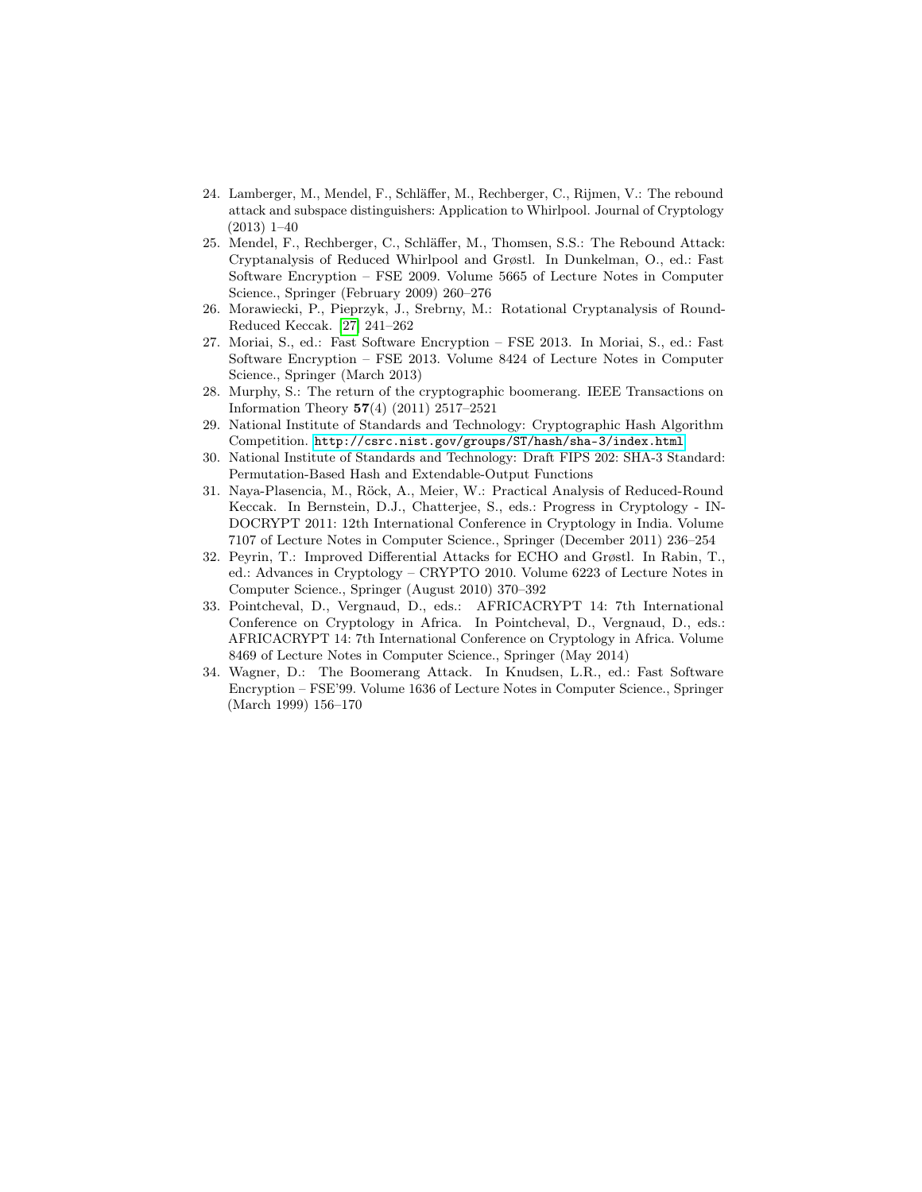24. Lamberger, M., Mendel, F., Schläffer, M., Rechberger, C., Rijmen, V.: The rebound attack and subspace distinguishers: Application to Whirlpool. Journal of Cryptology (2013) 1–40
25. Mendel, F., Rechberger, C., Schläffer, M., Thomsen, S.S.: The Rebound Attack: Cryptanalysis of Reduced Whirlpool and Grøstl. In Dunkelman, O., ed.: Fast Software Encryption – FSE 2009. Volume 5665 of Lecture Notes in Computer Science., Springer (February 2009) 260–276
26. Morawiecki, P., Pieprzyk, J., Srebrny, M.: Rotational Cryptanalysis of Round-Reduced Keccak. [27] 241–262
27. Moriai, S., ed.: Fast Software Encryption – FSE 2013. In Moriai, S., ed.: Fast Software Encryption – FSE 2013. Volume 8424 of Lecture Notes in Computer Science., Springer (March 2013)
28. Murphy, S.: The return of the cryptographic boomerang. IEEE Transactions on Information Theory **57**(4) (2011) 2517–2521
29. National Institute of Standards and Technology: Cryptographic Hash Algorithm Competition. `http://csrc.nist.gov/groups/ST/hash/sha-3/index.html`
30. National Institute of Standards and Technology: Draft FIPS 202: SHA-3 Standard: Permutation-Based Hash and Extendable-Output Functions
31. Naya-Plasencia, M., Röck, A., Meier, W.: Practical Analysis of Reduced-Round Keccak. In Bernstein, D.J., Chatterjee, S., eds.: Progress in Cryptology - INDOCRYPT 2011: 12th International Conference in Cryptology in India. Volume 7107 of Lecture Notes in Computer Science., Springer (December 2011) 236–254
32. Peyrin, T.: Improved Differential Attacks for ECHO and Grøstl. In Rabin, T., ed.: Advances in Cryptology – CRYPTO 2010. Volume 6223 of Lecture Notes in Computer Science., Springer (August 2010) 370–392
33. Pointcheval, D., Vergnaud, D., eds.: AFRICACRYPT 14: 7th International Conference on Cryptology in Africa. In Pointcheval, D., Vergnaud, D., eds.: AFRICACRYPT 14: 7th International Conference on Cryptology in Africa. Volume 8469 of Lecture Notes in Computer Science., Springer (May 2014)
34. Wagner, D.: The Boomerang Attack. In Knudsen, L.R., ed.: Fast Software Encryption – FSE'99. Volume 1636 of Lecture Notes in Computer Science., Springer (March 1999) 156–170